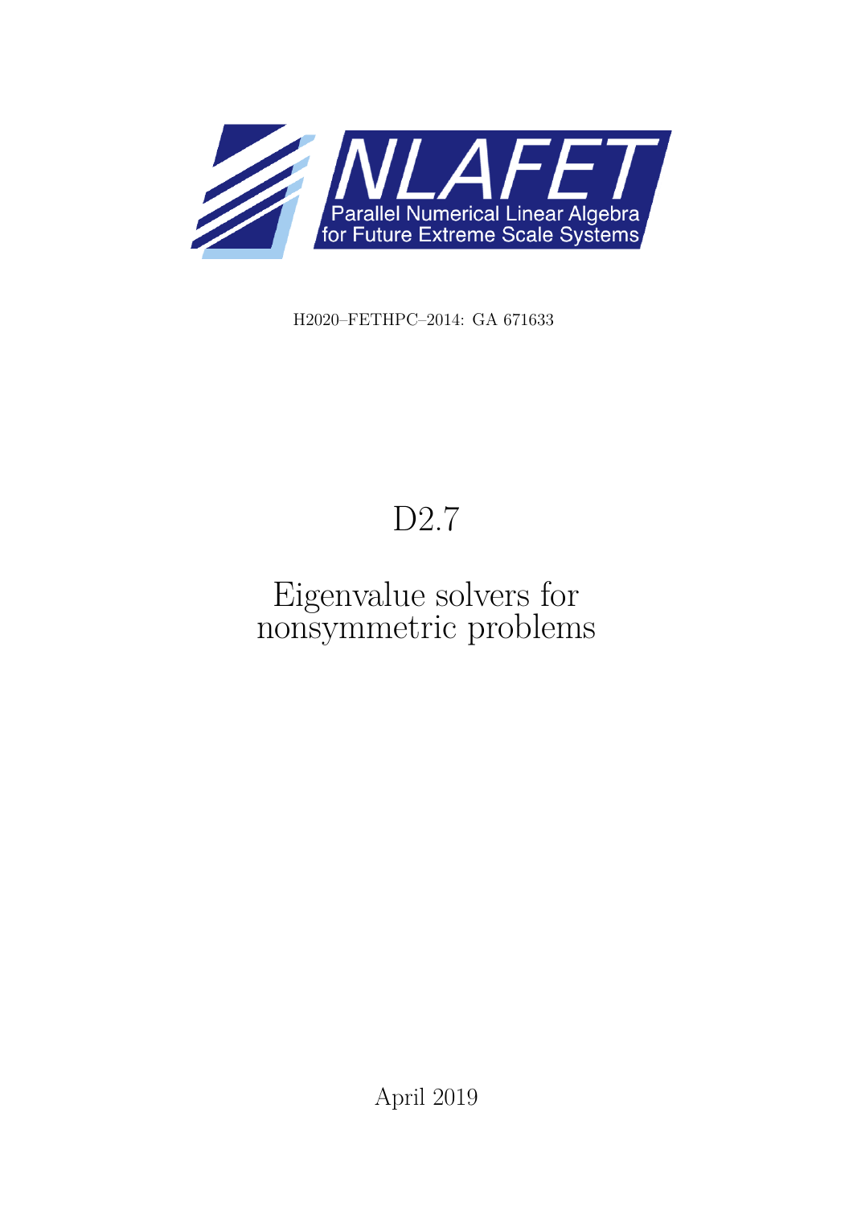NLAFET

Parallel Numerical Linear Algebra for Future Extreme Scale Systems

H2020–FETHPC–2014: GA 671633

# D2.7

# Eigenvalue solvers for nonsymmetric problems

April 2019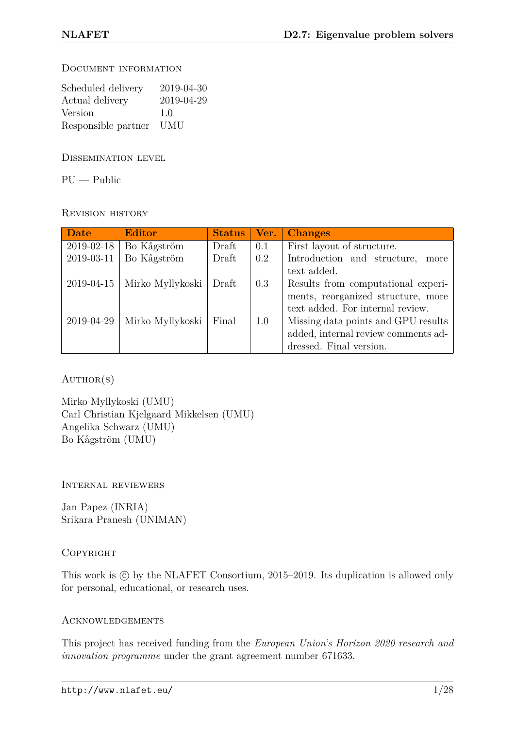## Document information

| | |
|---|---|
| Scheduled delivery | 2019-04-30 |
| Actual delivery | 2019-04-29 |
| Version | 1.0 |
| Responsible partner | UMU |

## Dissemination level

PU — Public

## Revision history

| Date | Editor | Status | Ver. | Changes |
|---|---|---|---|---|
| 2019-02-18 | Bo Kågström | Draft | 0.1 | First layout of structure. |
| 2019-03-11 | Bo Kågström | Draft | 0.2 | Introduction and structure, more text added. |
| 2019-04-15 | Mirko Myllykoski | Draft | 0.3 | Results from computational experiments, reorganized structure, more text added. For internal review. |
| 2019-04-29 | Mirko Myllykoski | Final | 1.0 | Missing data points and GPU results added, internal review comments addressed. Final version. |

## Author(s)

Mirko Myllykoski (UMU)
Carl Christian Kjelgaard Mikkelsen (UMU)
Angelika Schwarz (UMU)
Bo Kågström (UMU)

## Internal reviewers

Jan Papez (INRIA)
Srikara Pranesh (UNIMAN)

## Copyright

This work is © by the NLAFET Consortium, 2015–2019. Its duplication is allowed only for personal, educational, or research uses.

## Acknowledgements

This project has received funding from the *European Union's Horizon 2020 research and innovation programme* under the grant agreement number 671633.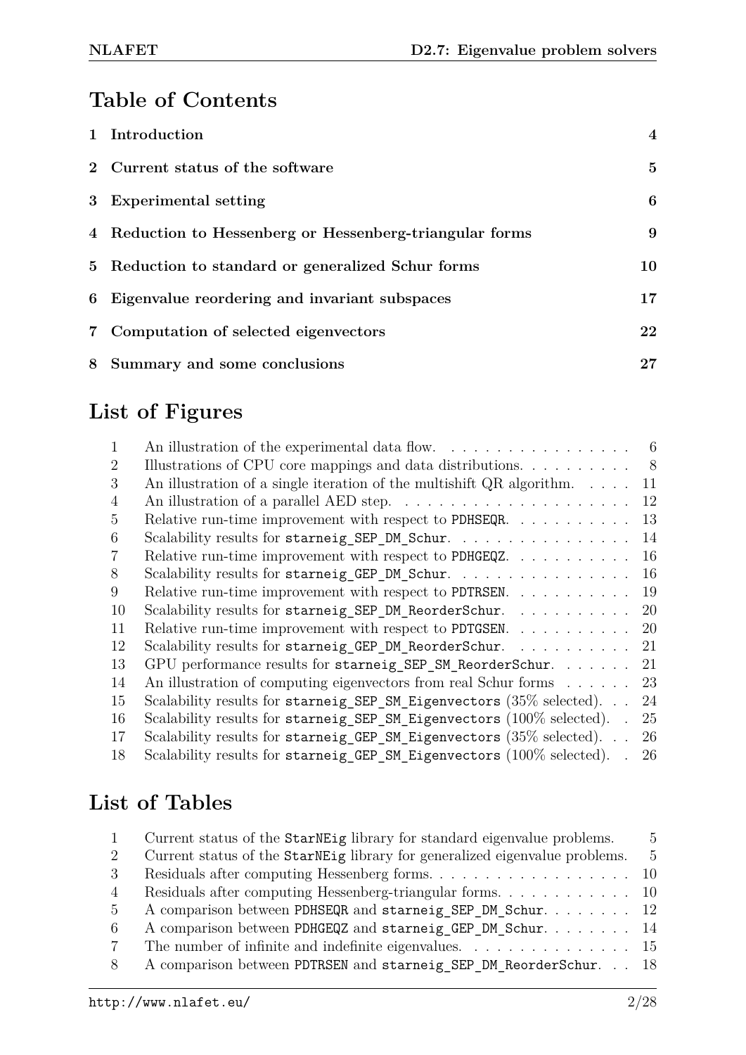# Table of Contents

| | | |
|---|---|---|
| **1** | **Introduction** | **4** |
| **2** | **Current status of the software** | **5** |
| **3** | **Experimental setting** | **6** |
| **4** | **Reduction to Hessenberg or Hessenberg-triangular forms** | **9** |
| **5** | **Reduction to standard or generalized Schur forms** | **10** |
| **6** | **Eigenvalue reordering and invariant subspaces** | **17** |
| **7** | **Computation of selected eigenvectors** | **22** |
| **8** | **Summary and some conclusions** | **27** |

# List of Figures

| | | |
|---|---|---|
| 1 | An illustration of the experimental data flow. | 6 |
| 2 | Illustrations of CPU core mappings and data distributions. | 8 |
| 3 | An illustration of a single iteration of the multishift QR algorithm. | 11 |
| 4 | An illustration of a parallel AED step. | 12 |
| 5 | Relative run-time improvement with respect to `PDHSEQR`. | 13 |
| 6 | Scalability results for `starneig_SEP_DM_Schur`. | 14 |
| 7 | Relative run-time improvement with respect to `PDHGEQZ`. | 16 |
| 8 | Scalability results for `starneig_GEP_DM_Schur`. | 16 |
| 9 | Relative run-time improvement with respect to `PDTRSEN`. | 19 |
| 10 | Scalability results for `starneig_SEP_DM_ReorderSchur`. | 20 |
| 11 | Relative run-time improvement with respect to `PDTGSEN`. | 20 |
| 12 | Scalability results for `starneig_GEP_DM_ReorderSchur`. | 21 |
| 13 | GPU performance results for `starneig_SEP_SM_ReorderSchur`. | 21 |
| 14 | An illustration of computing eigenvectors from real Schur forms | 23 |
| 15 | Scalability results for `starneig_SEP_SM_Eigenvectors` (35% selected). | 24 |
| 16 | Scalability results for `starneig_SEP_SM_Eigenvectors` (100% selected). | 25 |
| 17 | Scalability results for `starneig_GEP_SM_Eigenvectors` (35% selected). | 26 |
| 18 | Scalability results for `starneig_GEP_SM_Eigenvectors` (100% selected). | 26 |

# List of Tables

| | | |
|---|---|---|
| 1 | Current status of the `StarNEig` library for standard eigenvalue problems. | 5 |
| 2 | Current status of the `StarNEig` library for generalized eigenvalue problems. | 5 |
| 3 | Residuals after computing Hessenberg forms. | 10 |
| 4 | Residuals after computing Hessenberg-triangular forms. | 10 |
| 5 | A comparison between `PDHSEQR` and `starneig_SEP_DM_Schur`. | 12 |
| 6 | A comparison between `PDHGEQZ` and `starneig_GEP_DM_Schur`. | 14 |
| 7 | The number of infinite and indefinite eigenvalues. | 15 |
| 8 | A comparison between `PDTRSEN` and `starneig_SEP_DM_ReorderSchur`. | 18 |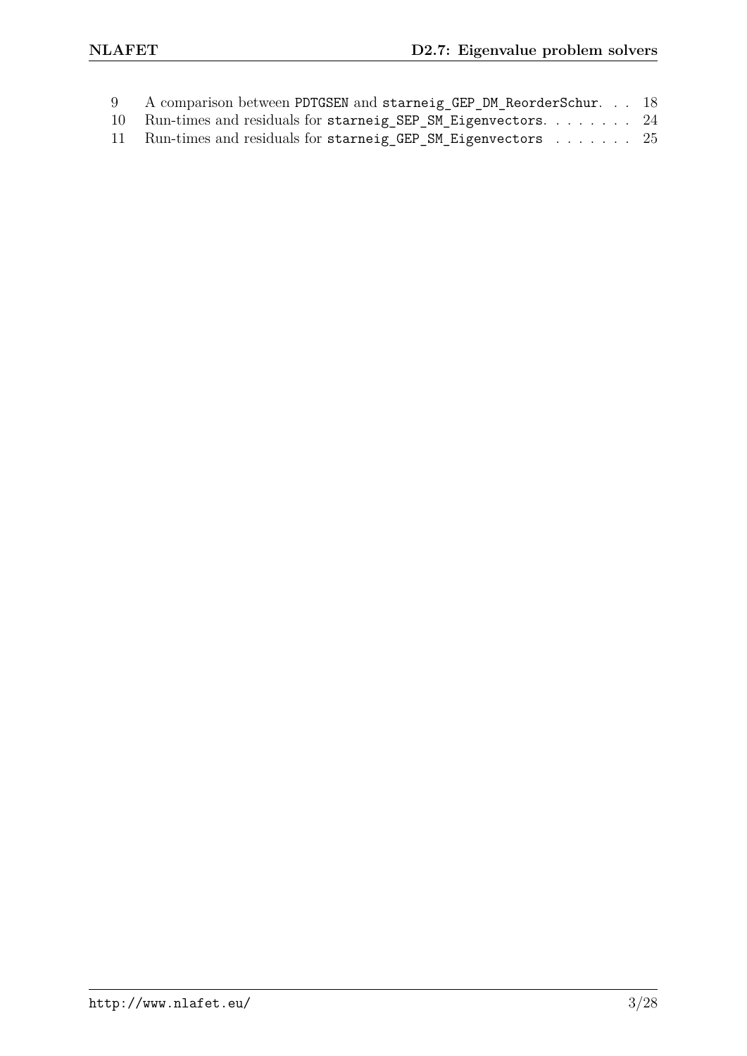| | | |
|---|---|---|
| 9 | A comparison between PDTGSEN and starneig_GEP_DM_ReorderSchur. | 18 |
| 10 | Run-times and residuals for starneig_SEP_SM_Eigenvectors. | 24 |
| 11 | Run-times and residuals for starneig_GEP_SM_Eigenvectors | 25 |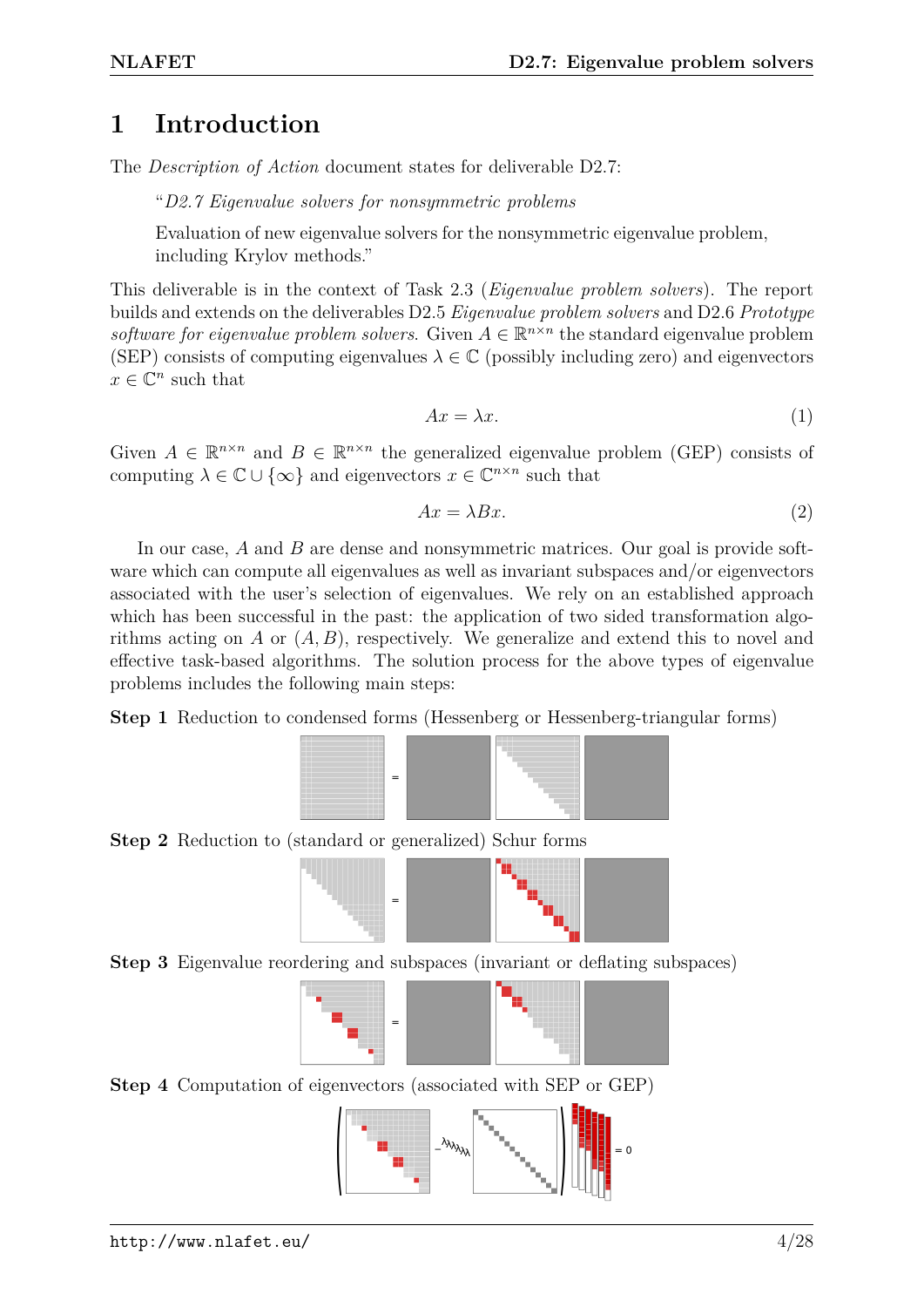# 1 Introduction

The *Description of Action* document states for deliverable D2.7:

> "*D2.7 Eigenvalue solvers for nonsymmetric problems*
>
> Evaluation of new eigenvalue solvers for the nonsymmetric eigenvalue problem, including Krylov methods."

This deliverable is in the context of Task 2.3 (*Eigenvalue problem solvers*). The report builds and extends on the deliverables D2.5 *Eigenvalue problem solvers* and D2.6 *Prototype software for eigenvalue problem solvers*. Given $A \in \mathbb{R}^{n\times n}$ the standard eigenvalue problem (SEP) consists of computing eigenvalues $\lambda \in \mathbb{C}$ (possibly including zero) and eigenvectors $x \in \mathbb{C}^n$ such that

$$Ax = \lambda x. \tag{1}$$

Given $A \in \mathbb{R}^{n\times n}$ and $B \in \mathbb{R}^{n\times n}$ the generalized eigenvalue problem (GEP) consists of computing $\lambda \in \mathbb{C} \cup \{\infty\}$ and eigenvectors $x \in \mathbb{C}^{n\times n}$ such that

$$Ax = \lambda Bx. \tag{2}$$

In our case, $A$ and $B$ are dense and nonsymmetric matrices. Our goal is provide software which can compute all eigenvalues as well as invariant subspaces and/or eigenvectors associated with the user's selection of eigenvalues. We rely on an established approach which has been successful in the past: the application of two sided transformation algorithms acting on $A$ or $(A, B)$, respectively. We generalize and extend this to novel and effective task-based algorithms. The solution process for the above types of eigenvalue problems includes the following main steps:

**Step 1** Reduction to condensed forms (Hessenberg or Hessenberg-triangular forms)

**Step 2** Reduction to (standard or generalized) Schur forms

**Step 3** Eigenvalue reordering and subspaces (invariant or deflating subspaces)

**Step 4** Computation of eigenvectors (associated with SEP or GEP)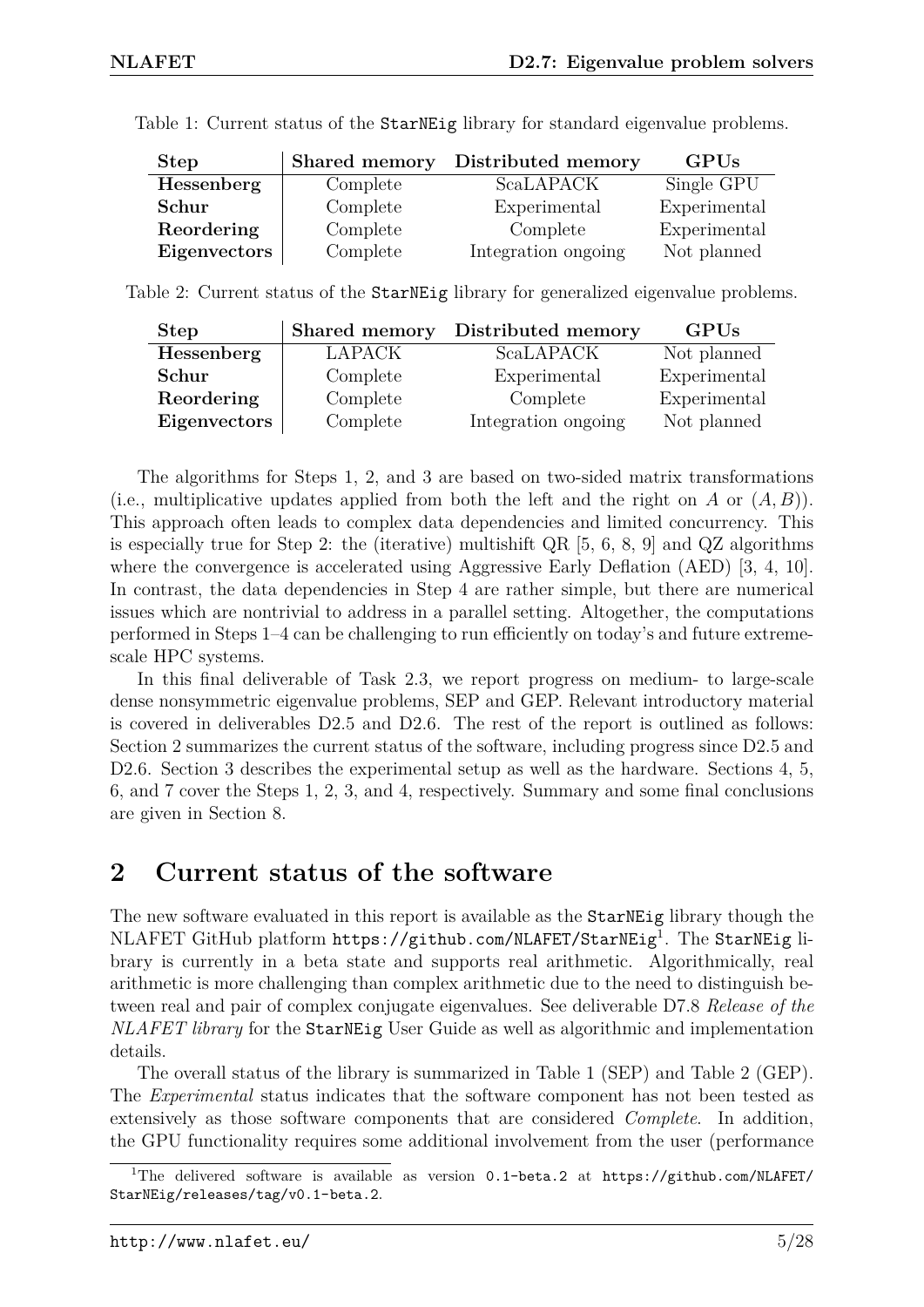Table 1: Current status of the StarNEig library for standard eigenvalue problems.

| Step | Shared memory | Distributed memory | GPUs |
|---|---|---|---|
| **Hessenberg** | Complete | ScaLAPACK | Single GPU |
| **Schur** | Complete | Experimental | Experimental |
| **Reordering** | Complete | Complete | Experimental |
| **Eigenvectors** | Complete | Integration ongoing | Not planned |

Table 2: Current status of the StarNEig library for generalized eigenvalue problems.

| Step | Shared memory | Distributed memory | GPUs |
|---|---|---|---|
| **Hessenberg** | LAPACK | ScaLAPACK | Not planned |
| **Schur** | Complete | Experimental | Experimental |
| **Reordering** | Complete | Complete | Experimental |
| **Eigenvectors** | Complete | Integration ongoing | Not planned |

The algorithms for Steps 1, 2, and 3 are based on two-sided matrix transformations (i.e., multiplicative updates applied from both the left and the right on $A$ or $(A, B)$). This approach often leads to complex data dependencies and limited concurrency. This is especially true for Step 2: the (iterative) multishift QR [5, 6, 8, 9] and QZ algorithms where the convergence is accelerated using Aggressive Early Deflation (AED) [3, 4, 10]. In contrast, the data dependencies in Step 4 are rather simple, but there are numerical issues which are nontrivial to address in a parallel setting. Altogether, the computations performed in Steps 1–4 can be challenging to run efficiently on today's and future extreme-scale HPC systems.

In this final deliverable of Task 2.3, we report progress on medium- to large-scale dense nonsymmetric eigenvalue problems, SEP and GEP. Relevant introductory material is covered in deliverables D2.5 and D2.6. The rest of the report is outlined as follows: Section 2 summarizes the current status of the software, including progress since D2.5 and D2.6. Section 3 describes the experimental setup as well as the hardware. Sections 4, 5, 6, and 7 cover the Steps 1, 2, 3, and 4, respectively. Summary and some final conclusions are given in Section 8.

## 2 Current status of the software

The new software evaluated in this report is available as the StarNEig library though the NLAFET GitHub platform `https://github.com/NLAFET/StarNEig`[1]. The StarNEig library is currently in a beta state and supports real arithmetic. Algorithmically, real arithmetic is more challenging than complex arithmetic due to the need to distinguish between real and pair of complex conjugate eigenvalues. See deliverable D7.8 *Release of the NLAFET library* for the StarNEig User Guide as well as algorithmic and implementation details.

The overall status of the library is summarized in Table 1 (SEP) and Table 2 (GEP). The *Experimental* status indicates that the software component has not been tested as extensively as those software components that are considered *Complete*. In addition, the GPU functionality requires some additional involvement from the user (performance

[1] The delivered software is available as version `0.1-beta.2` at `https://github.com/NLAFET/StarNEig/releases/tag/v0.1-beta.2`.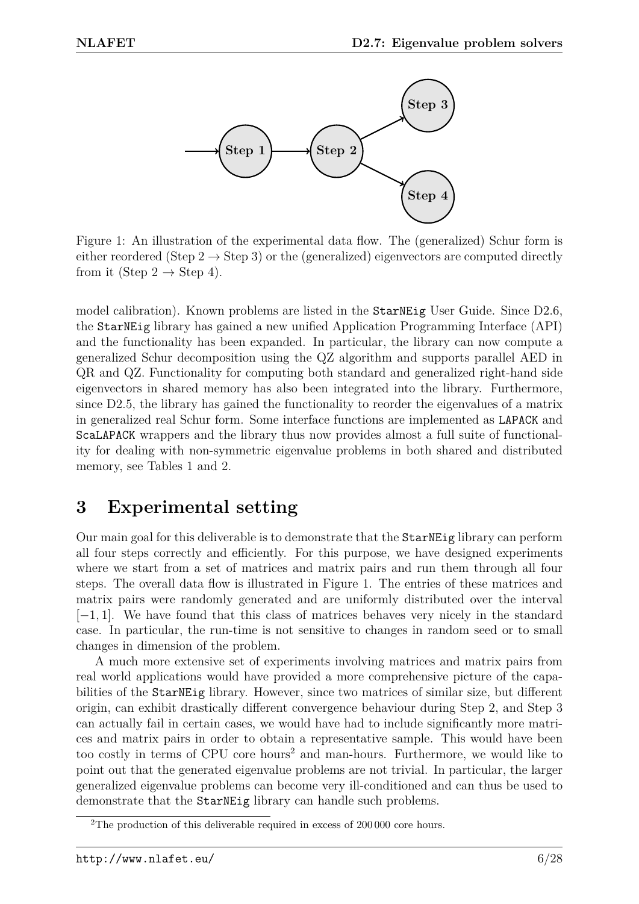Figure 1: An illustration of the experimental data flow. The (generalized) Schur form is either reordered (Step 2 → Step 3) or the (generalized) eigenvectors are computed directly from it (Step 2 → Step 4).

model calibration). Known problems are listed in the StarNEig User Guide. Since D2.6, the StarNEig library has gained a new unified Application Programming Interface (API) and the functionality has been expanded. In particular, the library can now compute a generalized Schur decomposition using the QZ algorithm and supports parallel AED in QR and QZ. Functionality for computing both standard and generalized right-hand side eigenvectors in shared memory has also been integrated into the library. Furthermore, since D2.5, the library has gained the functionality to reorder the eigenvalues of a matrix in generalized real Schur form. Some interface functions are implemented as LAPACK and ScaLAPACK wrappers and the library thus now provides almost a full suite of functionality for dealing with non-symmetric eigenvalue problems in both shared and distributed memory, see Tables 1 and 2.

# 3 Experimental setting

Our main goal for this deliverable is to demonstrate that the StarNEig library can perform all four steps correctly and efficiently. For this purpose, we have designed experiments where we start from a set of matrices and matrix pairs and run them through all four steps. The overall data flow is illustrated in Figure 1. The entries of these matrices and matrix pairs were randomly generated and are uniformly distributed over the interval $[-1, 1]$. We have found that this class of matrices behaves very nicely in the standard case. In particular, the run-time is not sensitive to changes in random seed or to small changes in dimension of the problem.

A much more extensive set of experiments involving matrices and matrix pairs from real world applications would have provided a more comprehensive picture of the capabilities of the StarNEig library. However, since two matrices of similar size, but different origin, can exhibit drastically different convergence behaviour during Step 2, and Step 3 can actually fail in certain cases, we would have had to include significantly more matrices and matrix pairs in order to obtain a representative sample. This would have been too costly in terms of CPU core hours[2] and man-hours. Furthermore, we would like to point out that the generated eigenvalue problems are not trivial. In particular, the larger generalized eigenvalue problems can become very ill-conditioned and can thus be used to demonstrate that the StarNEig library can handle such problems.

[2] The production of this deliverable required in excess of 200 000 core hours.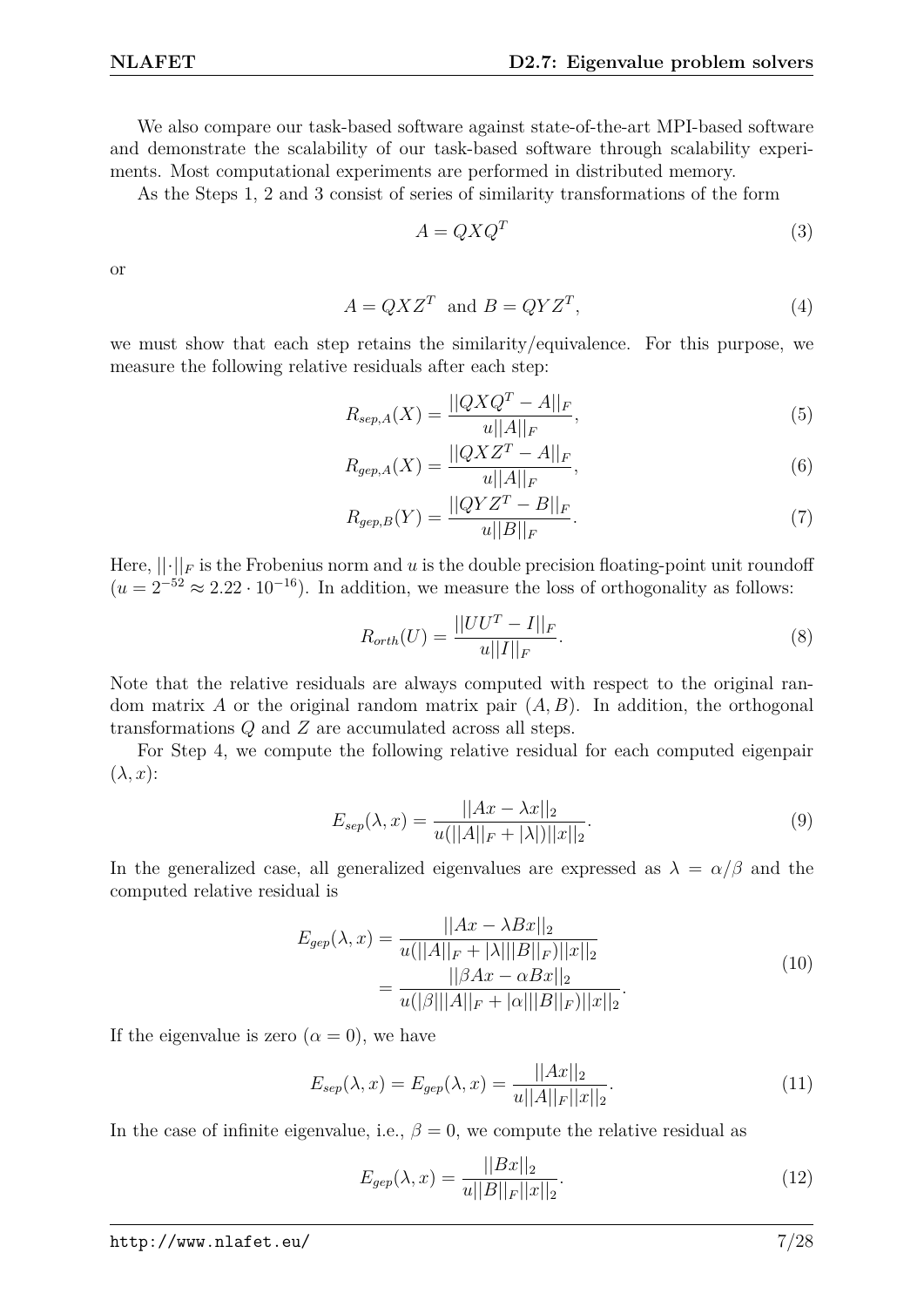We also compare our task-based software against state-of-the-art MPI-based software and demonstrate the scalability of our task-based software through scalability experiments. Most computational experiments are performed in distributed memory.

As the Steps 1, 2 and 3 consist of series of similarity transformations of the form

$$A = QXQ^T \tag{3}$$

or

$$A = QXZ^T \text{ and } B = QYZ^T, \tag{4}$$

we must show that each step retains the similarity/equivalence. For this purpose, we measure the following relative residuals after each step:

$$R_{sep,A}(X) = \frac{||QXQ^T - A||_F}{u||A||_F}, \tag{5}$$

$$R_{gep,A}(X) = \frac{||QXZ^T - A||_F}{u||A||_F}, \tag{6}$$

$$R_{gep,B}(Y) = \frac{||QYZ^T - B||_F}{u||B||_F}. \tag{7}$$

Here, $||\cdot||_F$ is the Frobenius norm and $u$ is the double precision floating-point unit roundoff ($u = 2^{-52} \approx 2.22 \cdot 10^{-16}$). In addition, we measure the loss of orthogonality as follows:

$$R_{orth}(U) = \frac{||UU^T - I||_F}{u||I||_F}. \tag{8}$$

Note that the relative residuals are always computed with respect to the original random matrix $A$ or the original random matrix pair $(A, B)$. In addition, the orthogonal transformations $Q$ and $Z$ are accumulated across all steps.

For Step 4, we compute the following relative residual for each computed eigenpair $(\lambda, x)$:

$$E_{sep}(\lambda, x) = \frac{||Ax - \lambda x||_2}{u(||A||_F + |\lambda|)||x||_2}. \tag{9}$$

In the generalized case, all generalized eigenvalues are expressed as $\lambda = \alpha/\beta$ and the computed relative residual is

$$\begin{aligned} E_{gep}(\lambda, x) &= \frac{||Ax - \lambda Bx||_2}{u(||A||_F + |\lambda|||B||_F)||x||_2} \\ &= \frac{||\beta Ax - \alpha Bx||_2}{u(|\beta|||A||_F + |\alpha|||B||_F)||x||_2}. \end{aligned} \tag{10}$$

If the eigenvalue is zero ($\alpha = 0$), we have

$$E_{sep}(\lambda, x) = E_{gep}(\lambda, x) = \frac{||Ax||_2}{u||A||_F||x||_2}. \tag{11}$$

In the case of infinite eigenvalue, i.e., $\beta = 0$, we compute the relative residual as

$$E_{gep}(\lambda, x) = \frac{||Bx||_2}{u||B||_F||x||_2}. \tag{12}$$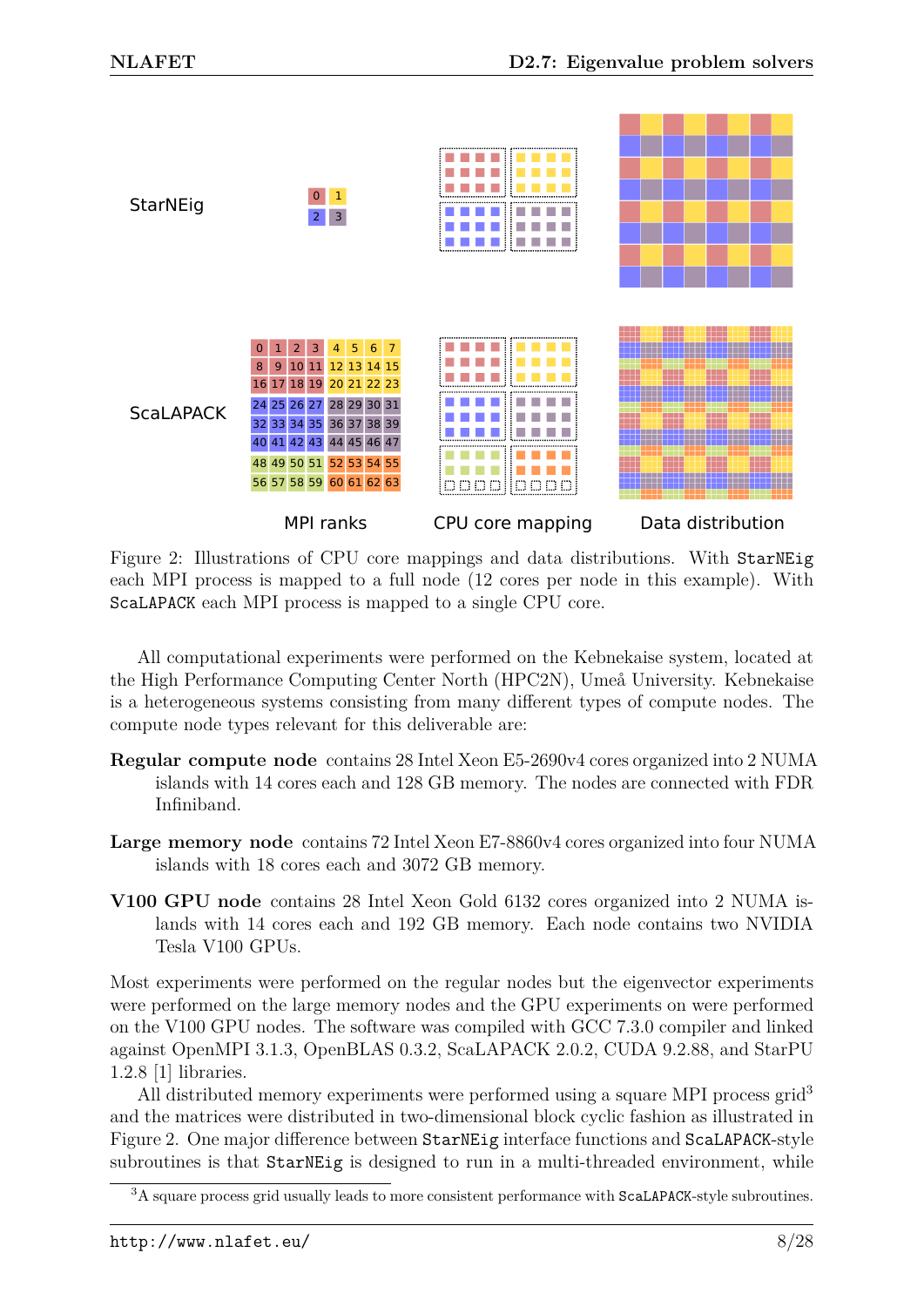Figure 2: Illustrations of CPU core mappings and data distributions. With StarNEig each MPI process is mapped to a full node (12 cores per node in this example). With ScaLAPACK each MPI process is mapped to a single CPU core.

All computational experiments were performed on the Kebnekaise system, located at the High Performance Computing Center North (HPC2N), Umeå University. Kebnekaise is a heterogeneous systems consisting from many different types of compute nodes. The compute node types relevant for this deliverable are:

**Regular compute node** contains 28 Intel Xeon E5-2690v4 cores organized into 2 NUMA islands with 14 cores each and 128 GB memory. The nodes are connected with FDR Infiniband.

**Large memory node** contains 72 Intel Xeon E7-8860v4 cores organized into four NUMA islands with 18 cores each and 3072 GB memory.

**V100 GPU node** contains 28 Intel Xeon Gold 6132 cores organized into 2 NUMA islands with 14 cores each and 192 GB memory. Each node contains two NVIDIA Tesla V100 GPUs.

Most experiments were performed on the regular nodes but the eigenvector experiments were performed on the large memory nodes and the GPU experiments on were performed on the V100 GPU nodes. The software was compiled with GCC 7.3.0 compiler and linked against OpenMPI 3.1.3, OpenBLAS 0.3.2, ScaLAPACK 2.0.2, CUDA 9.2.88, and StarPU 1.2.8 [1] libraries.

All distributed memory experiments were performed using a square MPI process grid[3] and the matrices were distributed in two-dimensional block cyclic fashion as illustrated in Figure 2. One major difference between StarNEig interface functions and ScaLAPACK-style subroutines is that StarNEig is designed to run in a multi-threaded environment, while

[3] A square process grid usually leads to more consistent performance with ScaLAPACK-style subroutines.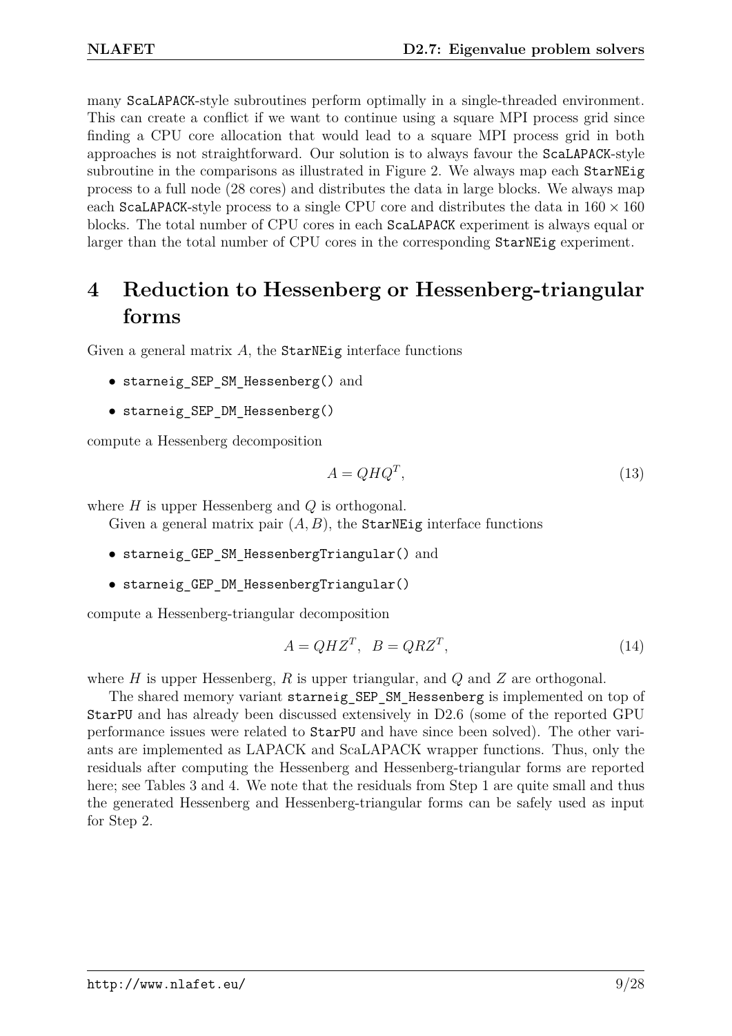many ScaLAPACK-style subroutines perform optimally in a single-threaded environment. This can create a conflict if we want to continue using a square MPI process grid since finding a CPU core allocation that would lead to a square MPI process grid in both approaches is not straightforward. Our solution is to always favour the ScaLAPACK-style subroutine in the comparisons as illustrated in Figure 2. We always map each StarNEig process to a full node (28 cores) and distributes the data in large blocks. We always map each ScaLAPACK-style process to a single CPU core and distributes the data in $160 \times 160$ blocks. The total number of CPU cores in each ScaLAPACK experiment is always equal or larger than the total number of CPU cores in the corresponding StarNEig experiment.

# 4 Reduction to Hessenberg or Hessenberg-triangular forms

Given a general matrix $A$, the StarNEig interface functions

- `starneig_SEP_SM_Hessenberg()` and
- `starneig_SEP_DM_Hessenberg()`

compute a Hessenberg decomposition

$$A = QHQ^T, \tag{13}$$

where $H$ is upper Hessenberg and $Q$ is orthogonal.

Given a general matrix pair $(A, B)$, the StarNEig interface functions

- `starneig_GEP_SM_HessenbergTriangular()` and
- `starneig_GEP_DM_HessenbergTriangular()`

compute a Hessenberg-triangular decomposition

$$A = QHZ^T, \quad B = QRZ^T, \tag{14}$$

where $H$ is upper Hessenberg, $R$ is upper triangular, and $Q$ and $Z$ are orthogonal.

The shared memory variant `starneig_SEP_SM_Hessenberg` is implemented on top of StarPU and has already been discussed extensively in D2.6 (some of the reported GPU performance issues were related to StarPU and have since been solved). The other variants are implemented as LAPACK and ScaLAPACK wrapper functions. Thus, only the residuals after computing the Hessenberg and Hessenberg-triangular forms are reported here; see Tables 3 and 4. We note that the residuals from Step 1 are quite small and thus the generated Hessenberg and Hessenberg-triangular forms can be safely used as input for Step 2.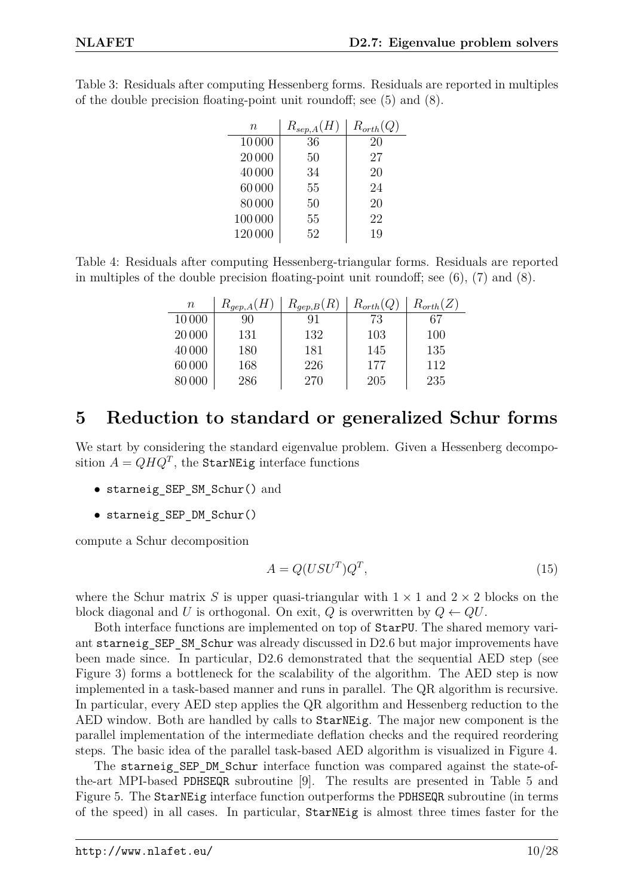Table 3: Residuals after computing Hessenberg forms. Residuals are reported in multiples of the double precision floating-point unit roundoff; see (5) and (8).

| $n$ | $R_{sep,A}(H)$ | $R_{orth}(Q)$ |
|---|---|---|
| 10 000 | 36 | 20 |
| 20 000 | 50 | 27 |
| 40 000 | 34 | 20 |
| 60 000 | 55 | 24 |
| 80 000 | 50 | 20 |
| 100 000 | 55 | 22 |
| 120 000 | 52 | 19 |

Table 4: Residuals after computing Hessenberg-triangular forms. Residuals are reported in multiples of the double precision floating-point unit roundoff; see (6), (7) and (8).

| $n$ | $R_{gep,A}(H)$ | $R_{gep,B}(R)$ | $R_{orth}(Q)$ | $R_{orth}(Z)$ |
|---|---|---|---|---|
| 10 000 | 90 | 91 | 73 | 67 |
| 20 000 | 131 | 132 | 103 | 100 |
| 40 000 | 180 | 181 | 145 | 135 |
| 60 000 | 168 | 226 | 177 | 112 |
| 80 000 | 286 | 270 | 205 | 235 |

# 5 Reduction to standard or generalized Schur forms

We start by considering the standard eigenvalue problem. Given a Hessenberg decomposition $A = QHQ^T$, the `StarNEig` interface functions

- `starneig_SEP_SM_Schur()` and
- `starneig_SEP_DM_Schur()`

compute a Schur decomposition

$$A = Q(USU^T)Q^T, \tag{15}$$

where the Schur matrix $S$ is upper quasi-triangular with $1 \times 1$ and $2 \times 2$ blocks on the block diagonal and $U$ is orthogonal. On exit, $Q$ is overwritten by $Q \leftarrow QU$.

Both interface functions are implemented on top of `StarPU`. The shared memory variant `starneig_SEP_SM_Schur` was already discussed in D2.6 but major improvements have been made since. In particular, D2.6 demonstrated that the sequential AED step (see Figure 3) forms a bottleneck for the scalability of the algorithm. The AED step is now implemented in a task-based manner and runs in parallel. The QR algorithm is recursive. In particular, every AED step applies the QR algorithm and Hessenberg reduction to the AED window. Both are handled by calls to `StarNEig`. The major new component is the parallel implementation of the intermediate deflation checks and the required reordering steps. The basic idea of the parallel task-based AED algorithm is visualized in Figure 4.

The `starneig_SEP_DM_Schur` interface function was compared against the state-of-the-art MPI-based `PDHSEQR` subroutine [9]. The results are presented in Table 5 and Figure 5. The `StarNEig` interface function outperforms the `PDHSEQR` subroutine (in terms of the speed) in all cases. In particular, `StarNEig` is almost three times faster for the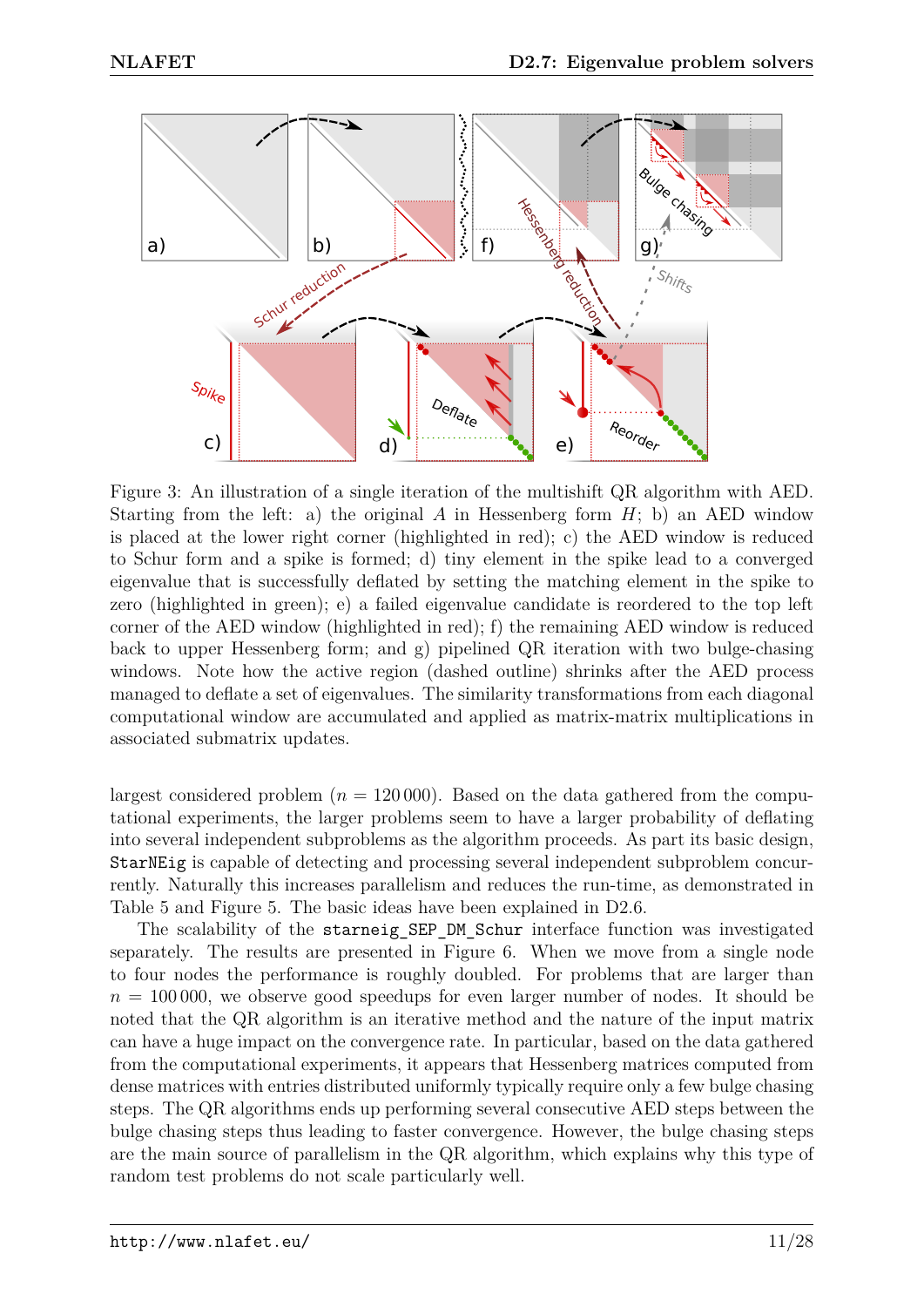Figure 3: An illustration of a single iteration of the multishift QR algorithm with AED. Starting from the left: a) the original $A$ in Hessenberg form $H$; b) an AED window is placed at the lower right corner (highlighted in red); c) the AED window is reduced to Schur form and a spike is formed; d) tiny element in the spike lead to a converged eigenvalue that is successfully deflated by setting the matching element in the spike to zero (highlighted in green); e) a failed eigenvalue candidate is reordered to the top left corner of the AED window (highlighted in red); f) the remaining AED window is reduced back to upper Hessenberg form; and g) pipelined QR iteration with two bulge-chasing windows. Note how the active region (dashed outline) shrinks after the AED process managed to deflate a set of eigenvalues. The similarity transformations from each diagonal computational window are accumulated and applied as matrix-matrix multiplications in associated submatrix updates.

largest considered problem ($n = 120\,000$). Based on the data gathered from the computational experiments, the larger problems seem to have a larger probability of deflating into several independent subproblems as the algorithm proceeds. As part its basic design, `StarNEig` is capable of detecting and processing several independent subproblem concurrently. Naturally this increases parallelism and reduces the run-time, as demonstrated in Table 5 and Figure 5. The basic ideas have been explained in D2.6.

The scalability of the `starneig_SEP_DM_Schur` interface function was investigated separately. The results are presented in Figure 6. When we move from a single node to four nodes the performance is roughly doubled. For problems that are larger than $n = 100\,000$, we observe good speedups for even larger number of nodes. It should be noted that the QR algorithm is an iterative method and the nature of the input matrix can have a huge impact on the convergence rate. In particular, based on the data gathered from the computational experiments, it appears that Hessenberg matrices computed from dense matrices with entries distributed uniformly typically require only a few bulge chasing steps. The QR algorithms ends up performing several consecutive AED steps between the bulge chasing steps thus leading to faster convergence. However, the bulge chasing steps are the main source of parallelism in the QR algorithm, which explains why this type of random test problems do not scale particularly well.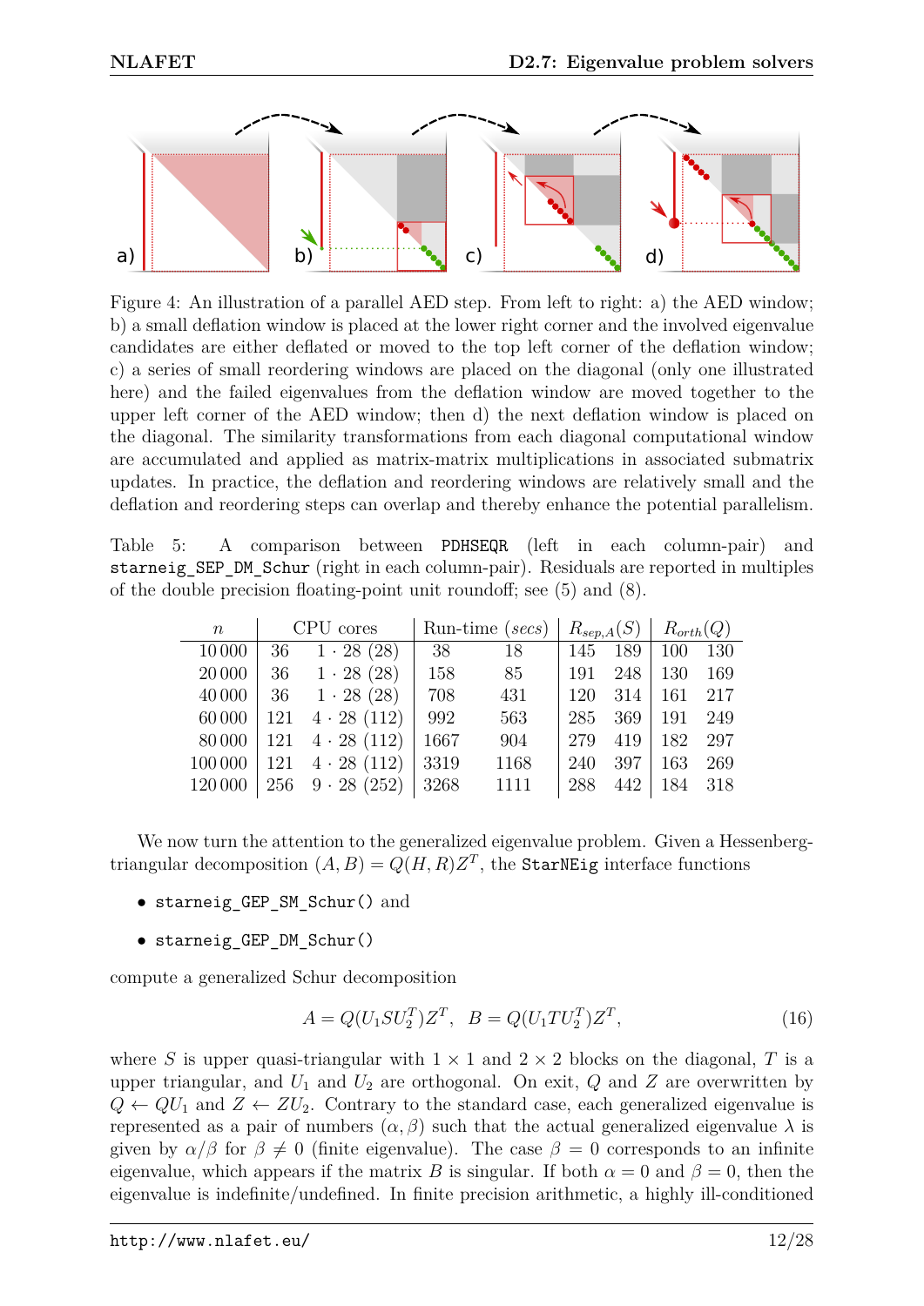Figure 4: An illustration of a parallel AED step. From left to right: a) the AED window; b) a small deflation window is placed at the lower right corner and the involved eigenvalue candidates are either deflated or moved to the top left corner of the deflation window; c) a series of small reordering windows are placed on the diagonal (only one illustrated here) and the failed eigenvalues from the deflation window are moved together to the upper left corner of the AED window; then d) the next deflation window is placed on the diagonal. The similarity transformations from each diagonal computational window are accumulated and applied as matrix-matrix multiplications in associated submatrix updates. In practice, the deflation and reordering windows are relatively small and the deflation and reordering steps can overlap and thereby enhance the potential parallelism.

Table 5: A comparison between `PDHSEQR` (left in each column-pair) and `starneig_SEP_DM_Schur` (right in each column-pair). Residuals are reported in multiples of the double precision floating-point unit roundoff; see (5) and (8).

| $n$ | CPU cores | | Run-time (*secs*) | | $R_{sep,A}(S)$ | | $R_{orth}(Q)$ | |
|---|---|---|---|---|---|---|---|---|
| 10 000 | 36 | $1 \cdot 28$ (28) | 38 | 18 | 145 | 189 | 100 | 130 |
| 20 000 | 36 | $1 \cdot 28$ (28) | 158 | 85 | 191 | 248 | 130 | 169 |
| 40 000 | 36 | $1 \cdot 28$ (28) | 708 | 431 | 120 | 314 | 161 | 217 |
| 60 000 | 121 | $4 \cdot 28$ (112) | 992 | 563 | 285 | 369 | 191 | 249 |
| 80 000 | 121 | $4 \cdot 28$ (112) | 1667 | 904 | 279 | 419 | 182 | 297 |
| 100 000 | 121 | $4 \cdot 28$ (112) | 3319 | 1168 | 240 | 397 | 163 | 269 |
| 120 000 | 256 | $9 \cdot 28$ (252) | 3268 | 1111 | 288 | 442 | 184 | 318 |

We now turn the attention to the generalized eigenvalue problem. Given a Hessenberg-triangular decomposition $(A, B) = Q(H, R)Z^T$, the `StarNEig` interface functions

- `starneig_GEP_SM_Schur()` and
- `starneig_GEP_DM_Schur()`

compute a generalized Schur decomposition

$$A = Q(U_1 S U_2^T)Z^T, \quad B = Q(U_1 T U_2^T)Z^T, \tag{16}$$

where $S$ is upper quasi-triangular with $1 \times 1$ and $2 \times 2$ blocks on the diagonal, $T$ is a upper triangular, and $U_1$ and $U_2$ are orthogonal. On exit, $Q$ and $Z$ are overwritten by $Q \leftarrow QU_1$ and $Z \leftarrow ZU_2$. Contrary to the standard case, each generalized eigenvalue is represented as a pair of numbers $(\alpha, \beta)$ such that the actual generalized eigenvalue $\lambda$ is given by $\alpha/\beta$ for $\beta \neq 0$ (finite eigenvalue). The case $\beta = 0$ corresponds to an infinite eigenvalue, which appears if the matrix $B$ is singular. If both $\alpha = 0$ and $\beta = 0$, then the eigenvalue is indefinite/undefined. In finite precision arithmetic, a highly ill-conditioned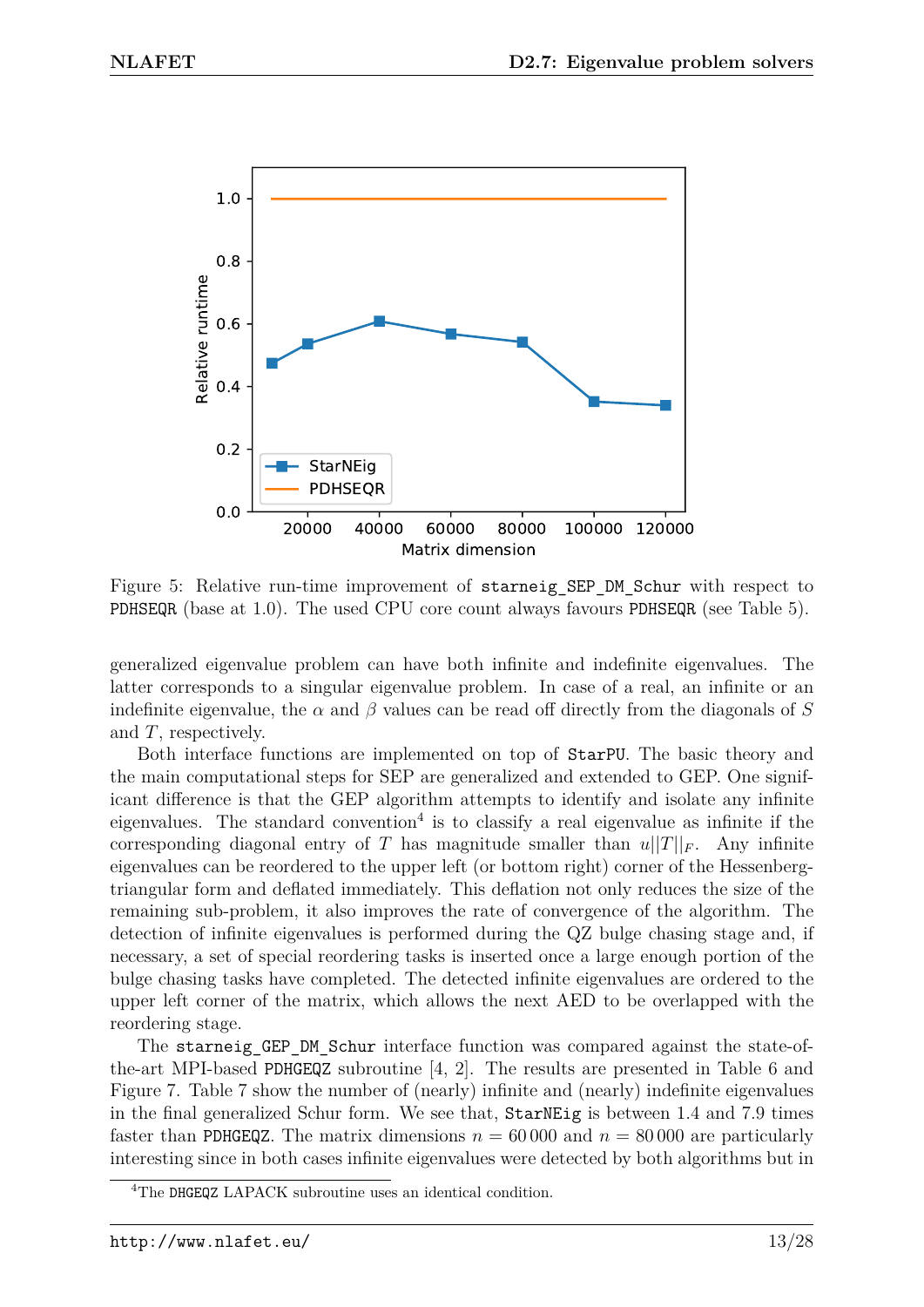Figure 5: Relative run-time improvement of `starneig_SEP_DM_Schur` with respect to `PDHSEQR` (base at 1.0). The used CPU core count always favours `PDHSEQR` (see Table 5).

generalized eigenvalue problem can have both infinite and indefinite eigenvalues. The latter corresponds to a singular eigenvalue problem. In case of a real, an infinite or an indefinite eigenvalue, the $\alpha$ and $\beta$ values can be read off directly from the diagonals of $S$ and $T$, respectively.

Both interface functions are implemented on top of `StarPU`. The basic theory and the main computational steps for SEP are generalized and extended to GEP. One significant difference is that the GEP algorithm attempts to identify and isolate any infinite eigenvalues. The standard convention[4] is to classify a real eigenvalue as infinite if the corresponding diagonal entry of $T$ has magnitude smaller than $u||T||_F$. Any infinite eigenvalues can be reordered to the upper left (or bottom right) corner of the Hessenberg-triangular form and deflated immediately. This deflation not only reduces the size of the remaining sub-problem, it also improves the rate of convergence of the algorithm. The detection of infinite eigenvalues is performed during the QZ bulge chasing stage and, if necessary, a set of special reordering tasks is inserted once a large enough portion of the bulge chasing tasks have completed. The detected infinite eigenvalues are ordered to the upper left corner of the matrix, which allows the next AED to be overlapped with the reordering stage.

The `starneig_GEP_DM_Schur` interface function was compared against the state-of-the-art MPI-based `PDHGEQZ` subroutine [4, 2]. The results are presented in Table 6 and Figure 7. Table 7 show the number of (nearly) infinite and (nearly) indefinite eigenvalues in the final generalized Schur form. We see that, `StarNEig` is between 1.4 and 7.9 times faster than `PDHGEQZ`. The matrix dimensions $n = 60\,000$ and $n = 80\,000$ are particularly interesting since in both cases infinite eigenvalues were detected by both algorithms but in

[4] The `DHGEQZ` LAPACK subroutine uses an identical condition.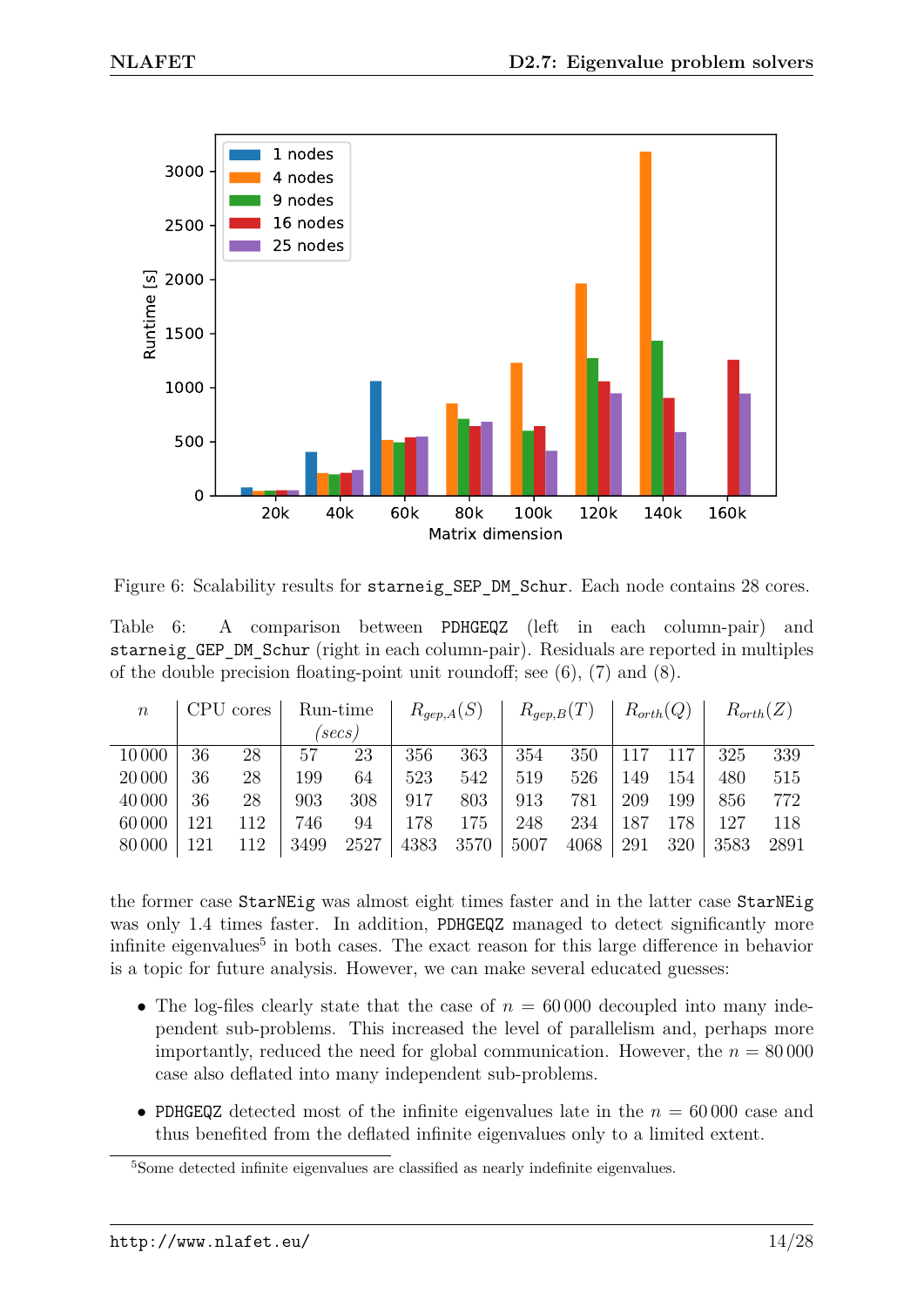Figure 6: Scalability results for `starneig_SEP_DM_Schur`. Each node contains 28 cores.

Table 6: A comparison between `PDHGEQZ` (left in each column-pair) and `starneig_GEP_DM_Schur` (right in each column-pair). Residuals are reported in multiples of the double precision floating-point unit roundoff; see (6), (7) and (8).

| $n$ | CPU cores | | Run-time *(secs)* | | $R_{gep,A}(S)$ | | $R_{gep,B}(T)$ | | $R_{orth}(Q)$ | | $R_{orth}(Z)$ | |
|---|---|---|---|---|---|---|---|---|---|---|---|---|
| 10 000 | 36 | 28 | 57 | 23 | 356 | 363 | 354 | 350 | 117 | 117 | 325 | 339 |
| 20 000 | 36 | 28 | 199 | 64 | 523 | 542 | 519 | 526 | 149 | 154 | 480 | 515 |
| 40 000 | 36 | 28 | 903 | 308 | 917 | 803 | 913 | 781 | 209 | 199 | 856 | 772 |
| 60 000 | 121 | 112 | 746 | 94 | 178 | 175 | 248 | 234 | 187 | 178 | 127 | 118 |
| 80 000 | 121 | 112 | 3499 | 2527 | 4383 | 3570 | 5007 | 4068 | 291 | 320 | 3583 | 2891 |

the former case `StarNEig` was almost eight times faster and in the latter case `StarNEig` was only 1.4 times faster. In addition, `PDHGEQZ` managed to detect significantly more infinite eigenvalues[5] in both cases. The exact reason for this large difference in behavior is a topic for future analysis. However, we can make several educated guesses:

- The log-files clearly state that the case of $n = 60\,000$ decoupled into many independent sub-problems. This increased the level of parallelism and, perhaps more importantly, reduced the need for global communication. However, the $n = 80\,000$ case also deflated into many independent sub-problems.
- `PDHGEQZ` detected most of the infinite eigenvalues late in the $n = 60\,000$ case and thus benefited from the deflated infinite eigenvalues only to a limited extent.

[5]Some detected infinite eigenvalues are classified as nearly indefinite eigenvalues.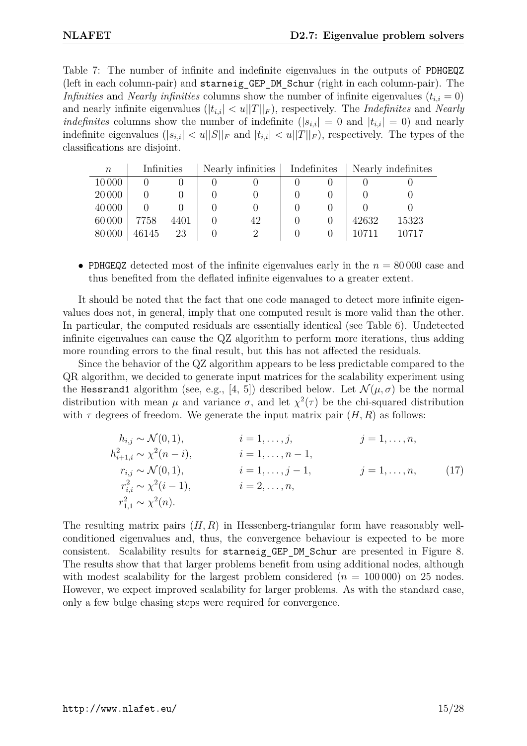Table 7: The number of infinite and indefinite eigenvalues in the outputs of PDHGEQZ (left in each column-pair) and starneig_GEP_DM_Schur (right in each column-pair). The *Infinities* and *Nearly infinities* columns show the number of infinite eigenvalues ($t_{i,i} = 0$) and nearly infinite eigenvalues ($|t_{i,i}| < u||T||_F$), respectively. The *Indefinites* and *Nearly indefinites* columns show the number of indefinite ($|s_{i,i}| = 0$ and $|t_{i,i}| = 0$) and nearly indefinite eigenvalues ($|s_{i,i}| < u||S||_F$ and $|t_{i,i}| < u||T||_F$), respectively. The types of the classifications are disjoint.

| $n$ | Infinities | | Nearly infinities | | Indefinites | | Nearly indefinites | |
|---|---|---|---|---|---|---|---|---|
| 10 000 | 0 | 0 | 0 | 0 | 0 | 0 | 0 | 0 |
| 20 000 | 0 | 0 | 0 | 0 | 0 | 0 | 0 | 0 |
| 40 000 | 0 | 0 | 0 | 0 | 0 | 0 | 0 | 0 |
| 60 000 | 7758 | 4401 | 0 | 42 | 0 | 0 | 42632 | 15323 |
| 80 000 | 46145 | 23 | 0 | 2 | 0 | 0 | 10711 | 10717 |

- PDHGEQZ detected most of the infinite eigenvalues early in the $n = 80\,000$ case and thus benefited from the deflated infinite eigenvalues to a greater extent.

It should be noted that the fact that one code managed to detect more infinite eigenvalues does not, in general, imply that one computed result is more valid than the other. In particular, the computed residuals are essentially identical (see Table 6). Undetected infinite eigenvalues can cause the QZ algorithm to perform more iterations, thus adding more rounding errors to the final result, but this has not affected the residuals.

Since the behavior of the QZ algorithm appears to be less predictable compared to the QR algorithm, we decided to generate input matrices for the scalability experiment using the Hessrand1 algorithm (see, e.g., [4, 5]) described below. Let $\mathcal{N}(\mu, \sigma)$ be the normal distribution with mean $\mu$ and variance $\sigma$, and let $\chi^2(\tau)$ be the chi-squared distribution with $\tau$ degrees of freedom. We generate the input matrix pair $(H, R)$ as follows:

$$
\begin{array}{lll}
h_{i,j} \sim \mathcal{N}(0,1), & i = 1, \ldots, j, & j = 1, \ldots, n, \\
h_{i+1,i}^2 \sim \chi^2(n-i), & i = 1, \ldots, n-1, & \\
r_{i,j} \sim \mathcal{N}(0,1), & i = 1, \ldots, j-1, & j = 1, \ldots, n, \\
r_{i,i}^2 \sim \chi^2(i-1), & i = 2, \ldots, n, & \\
r_{1,1}^2 \sim \chi^2(n). & &
\end{array}
\tag{17}
$$

The resulting matrix pairs $(H, R)$ in Hessenberg-triangular form have reasonably well-conditioned eigenvalues and, thus, the convergence behaviour is expected to be more consistent. Scalability results for starneig_GEP_DM_Schur are presented in Figure 8. The results show that that larger problems benefit from using additional nodes, although with modest scalability for the largest problem considered ($n = 100\,000$) on 25 nodes. However, we expect improved scalability for larger problems. As with the standard case, only a few bulge chasing steps were required for convergence.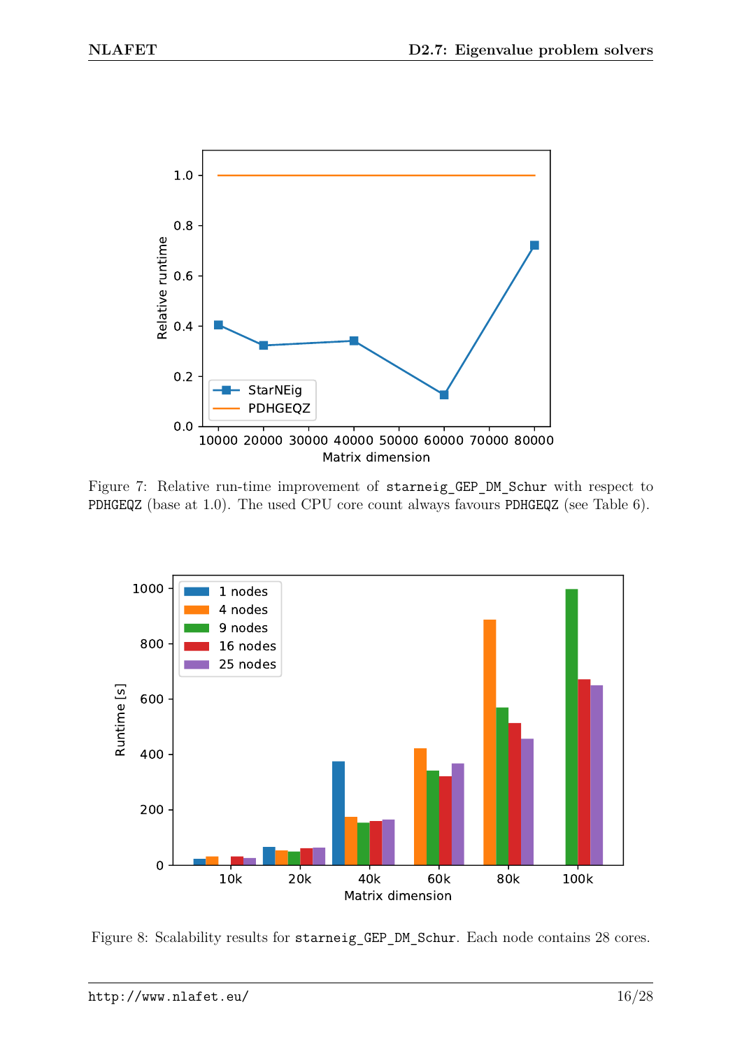Figure 7: Relative run-time improvement of `starneig_GEP_DM_Schur` with respect to `PDHGEQZ` (base at 1.0). The used CPU core count always favours `PDHGEQZ` (see Table 6).

Figure 8: Scalability results for `starneig_GEP_DM_Schur`. Each node contains 28 cores.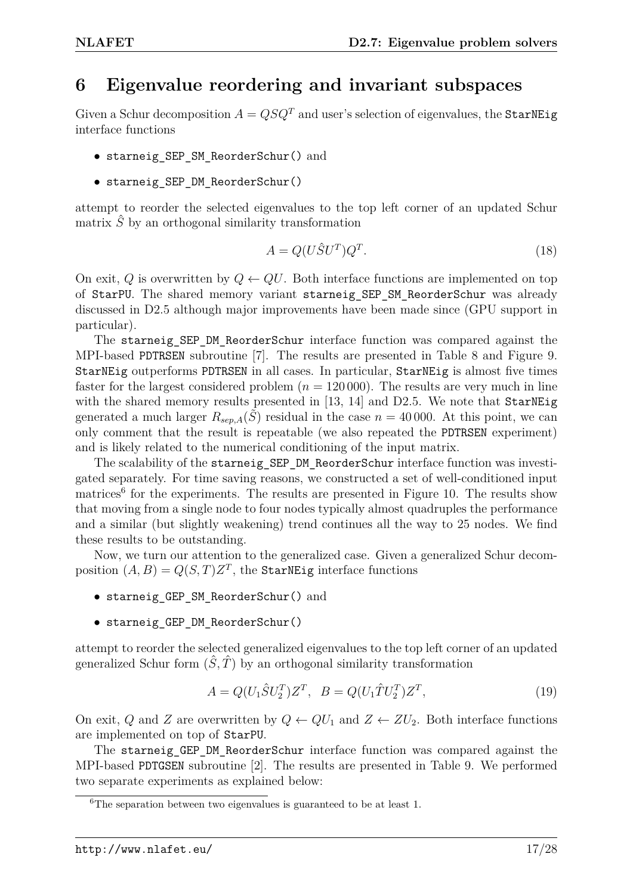# 6 Eigenvalue reordering and invariant subspaces

Given a Schur decomposition $A = QSQ^T$ and user's selection of eigenvalues, the StarNEig interface functions

- starneig_SEP_SM_ReorderSchur() and
- starneig_SEP_DM_ReorderSchur()

attempt to reorder the selected eigenvalues to the top left corner of an updated Schur matrix $\hat{S}$ by an orthogonal similarity transformation

$$A = Q(U\hat{S}U^T)Q^T. \tag{18}$$

On exit, $Q$ is overwritten by $Q \leftarrow QU$. Both interface functions are implemented on top of StarPU. The shared memory variant starneig_SEP_SM_ReorderSchur was already discussed in D2.5 although major improvements have been made since (GPU support in particular).

The starneig_SEP_DM_ReorderSchur interface function was compared against the MPI-based PDTRSEN subroutine [7]. The results are presented in Table 8 and Figure 9. StarNEig outperforms PDTRSEN in all cases. In particular, StarNEig is almost five times faster for the largest considered problem ($n = 120\,000$). The results are very much in line with the shared memory results presented in [13, 14] and D2.5. We note that StarNEig generated a much larger $R_{sep,A}(\hat{S})$ residual in the case $n = 40\,000$. At this point, we can only comment that the result is repeatable (we also repeated the PDTRSEN experiment) and is likely related to the numerical conditioning of the input matrix.

The scalability of the starneig_SEP_DM_ReorderSchur interface function was investigated separately. For time saving reasons, we constructed a set of well-conditioned input matrices[6] for the experiments. The results are presented in Figure 10. The results show that moving from a single node to four nodes typically almost quadruples the performance and a similar (but slightly weakening) trend continues all the way to 25 nodes. We find these results to be outstanding.

Now, we turn our attention to the generalized case. Given a generalized Schur decomposition $(A, B) = Q(S, T)Z^T$, the StarNEig interface functions

- starneig_GEP_SM_ReorderSchur() and
- starneig_GEP_DM_ReorderSchur()

attempt to reorder the selected generalized eigenvalues to the top left corner of an updated generalized Schur form $(\hat{S}, \hat{T})$ by an orthogonal similarity transformation

$$A = Q(U_1\hat{S}U_2^T)Z^T, \quad B = Q(U_1\hat{T}U_2^T)Z^T, \tag{19}$$

On exit, $Q$ and $Z$ are overwritten by $Q \leftarrow QU_1$ and $Z \leftarrow ZU_2$. Both interface functions are implemented on top of StarPU.

The starneig_GEP_DM_ReorderSchur interface function was compared against the MPI-based PDTGSEN subroutine [2]. The results are presented in Table 9. We performed two separate experiments as explained below:

[6] The separation between two eigenvalues is guaranteed to be at least 1.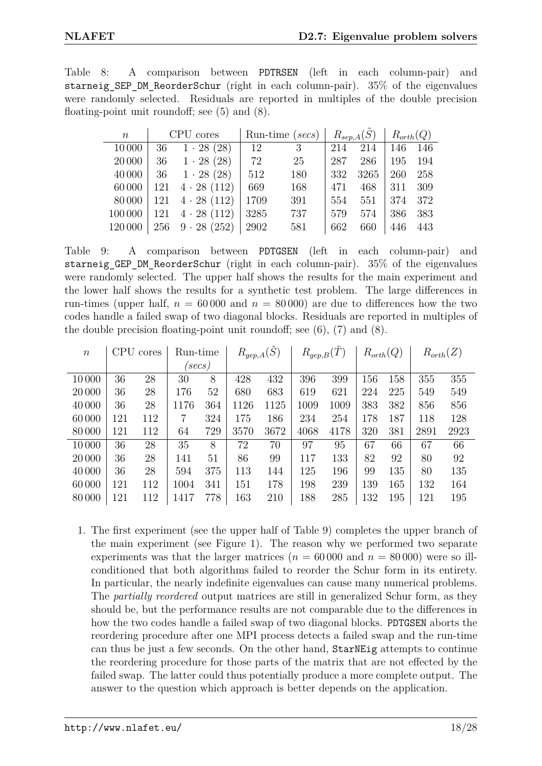Table 8: A comparison between `PDTRSEN` (left in each column-pair) and `starneig_SEP_DM_ReorderSchur` (right in each column-pair). 35% of the eigenvalues were randomly selected. Residuals are reported in multiples of the double precision floating-point unit roundoff; see (5) and (8).

| $n$ | CPU cores | | Run-time (*secs*) | | $R_{sep,A}(\tilde{S})$ | | $R_{orth}(Q)$ | |
|---|---|---|---|---|---|---|---|---|
| 10 000 | 36 | $1 \cdot 28$ (28) | 12 | 3 | 214 | 214 | 146 | 146 |
| 20 000 | 36 | $1 \cdot 28$ (28) | 72 | 25 | 287 | 286 | 195 | 194 |
| 40 000 | 36 | $1 \cdot 28$ (28) | 512 | 180 | 332 | 3265 | 260 | 258 |
| 60 000 | 121 | $4 \cdot 28$ (112) | 669 | 168 | 471 | 468 | 311 | 309 |
| 80 000 | 121 | $4 \cdot 28$ (112) | 1709 | 391 | 554 | 551 | 374 | 372 |
| 100 000 | 121 | $4 \cdot 28$ (112) | 3285 | 737 | 579 | 574 | 386 | 383 |
| 120 000 | 256 | $9 \cdot 28$ (252) | 2902 | 581 | 662 | 660 | 446 | 443 |

Table 9: A comparison between `PDTGSEN` (left in each column-pair) and `starneig_GEP_DM_ReorderSchur` (right in each column-pair). 35% of the eigenvalues were randomly selected. The upper half shows the results for the main experiment and the lower half shows the results for a synthetic test problem. The large differences in run-times (upper half, $n = 60\,000$ and $n = 80\,000$) are due to differences how the two codes handle a failed swap of two diagonal blocks. Residuals are reported in multiples of the double precision floating-point unit roundoff; see (6), (7) and (8).

| $n$ | CPU cores | | Run-time (*secs*) | | $R_{gep,A}(\tilde{S})$ | | $R_{gep,B}(\tilde{T})$ | | $R_{orth}(Q)$ | | $R_{orth}(Z)$ | |
|---|---|---|---|---|---|---|---|---|---|---|---|---|
| 10 000 | 36 | 28 | 30 | 8 | 428 | 432 | 396 | 399 | 156 | 158 | 355 | 355 |
| 20 000 | 36 | 28 | 176 | 52 | 680 | 683 | 619 | 621 | 224 | 225 | 549 | 549 |
| 40 000 | 36 | 28 | 1176 | 364 | 1126 | 1125 | 1009 | 1009 | 383 | 382 | 856 | 856 |
| 60 000 | 121 | 112 | 7 | 324 | 175 | 186 | 234 | 254 | 178 | 187 | 118 | 128 |
| 80 000 | 121 | 112 | 64 | 729 | 3570 | 3672 | 4068 | 4178 | 320 | 381 | 2891 | 2923 |
| 10 000 | 36 | 28 | 35 | 8 | 72 | 70 | 97 | 95 | 67 | 66 | 67 | 66 |
| 20 000 | 36 | 28 | 141 | 51 | 86 | 99 | 117 | 133 | 82 | 92 | 80 | 92 |
| 40 000 | 36 | 28 | 594 | 375 | 113 | 144 | 125 | 196 | 99 | 135 | 80 | 135 |
| 60 000 | 121 | 112 | 1004 | 341 | 151 | 178 | 198 | 239 | 139 | 165 | 132 | 164 |
| 80 000 | 121 | 112 | 1417 | 778 | 163 | 210 | 188 | 285 | 132 | 195 | 121 | 195 |

1. The first experiment (see the upper half of Table 9) completes the upper branch of the main experiment (see Figure 1). The reason why we performed two separate experiments was that the larger matrices ($n = 60\,000$ and $n = 80\,000$) were so ill-conditioned that both algorithms failed to reorder the Schur form in its entirety. In particular, the nearly indefinite eigenvalues can cause many numerical problems. The *partially reordered* output matrices are still in generalized Schur form, as they should be, but the performance results are not comparable due to the differences in how the two codes handle a failed swap of two diagonal blocks. `PDTGSEN` aborts the reordering procedure after one MPI process detects a failed swap and the run-time can thus be just a few seconds. On the other hand, `StarNEig` attempts to continue the reordering procedure for those parts of the matrix that are not effected by the failed swap. The latter could thus potentially produce a more complete output. The answer to the question which approach is better depends on the application.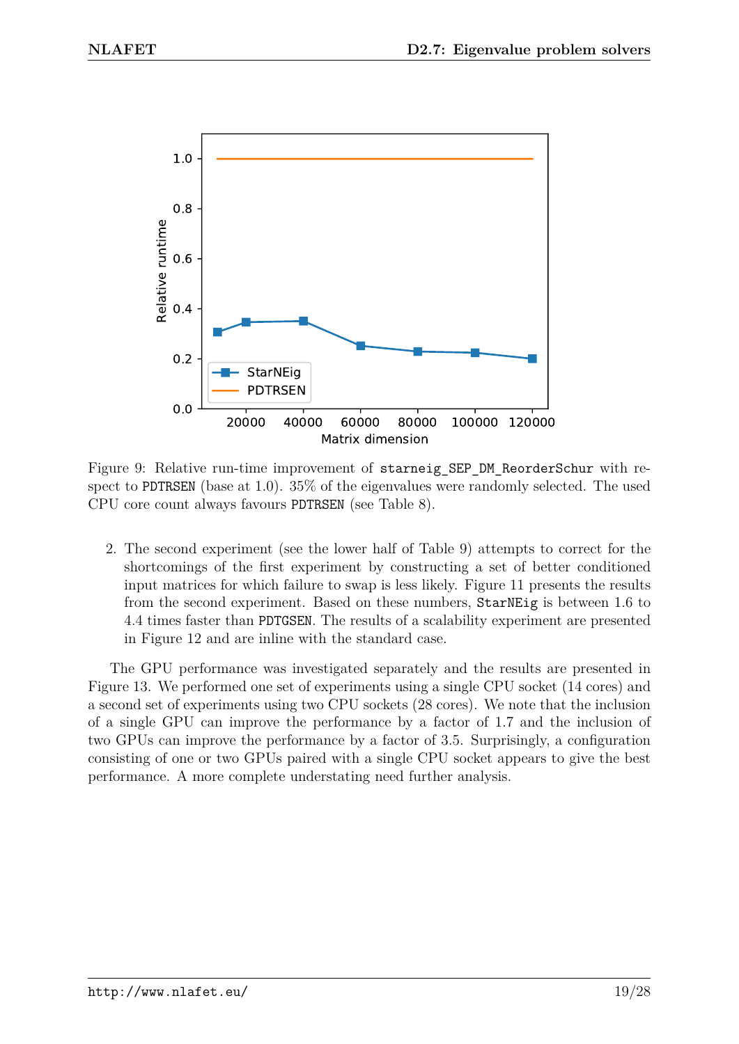Figure 9: Relative run-time improvement of `starneig_SEP_DM_ReorderSchur` with respect to `PDTRSEN` (base at 1.0). 35% of the eigenvalues were randomly selected. The used CPU core count always favours `PDTRSEN` (see Table 8).

2. The second experiment (see the lower half of Table 9) attempts to correct for the shortcomings of the first experiment by constructing a set of better conditioned input matrices for which failure to swap is less likely. Figure 11 presents the results from the second experiment. Based on these numbers, `StarNEig` is between 1.6 to 4.4 times faster than `PDTGSEN`. The results of a scalability experiment are presented in Figure 12 and are inline with the standard case.

The GPU performance was investigated separately and the results are presented in Figure 13. We performed one set of experiments using a single CPU socket (14 cores) and a second set of experiments using two CPU sockets (28 cores). We note that the inclusion of a single GPU can improve the performance by a factor of 1.7 and the inclusion of two GPUs can improve the performance by a factor of 3.5. Surprisingly, a configuration consisting of one or two GPUs paired with a single CPU socket appears to give the best performance. A more complete understating need further analysis.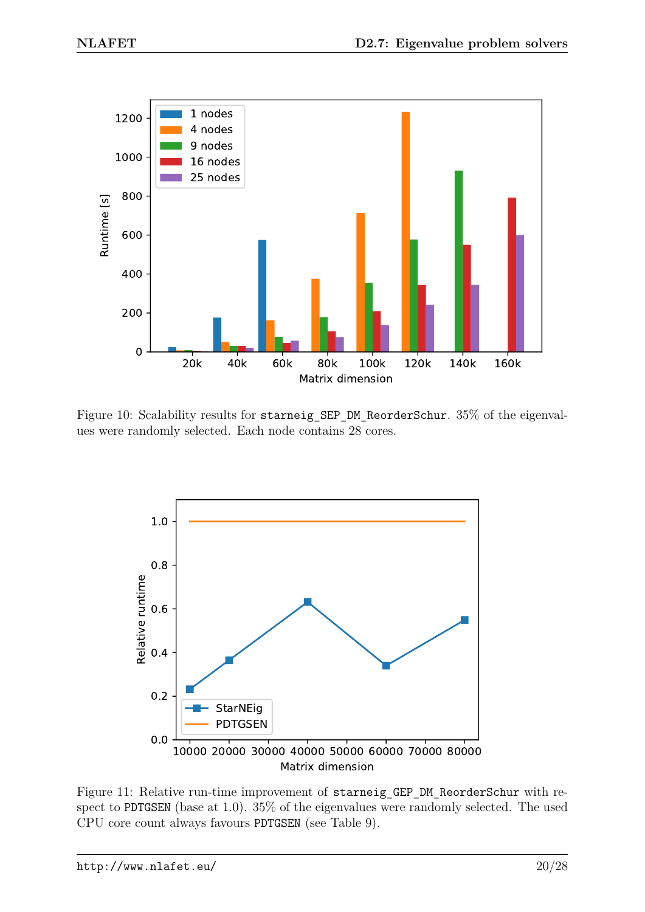Figure 10: Scalability results for `starneig_SEP_DM_ReorderSchur`. 35% of the eigenvalues were randomly selected. Each node contains 28 cores.

Figure 11: Relative run-time improvement of `starneig_GEP_DM_ReorderSchur` with respect to `PDTGSEN` (base at 1.0). 35% of the eigenvalues were randomly selected. The used CPU core count always favours `PDTGSEN` (see Table 9).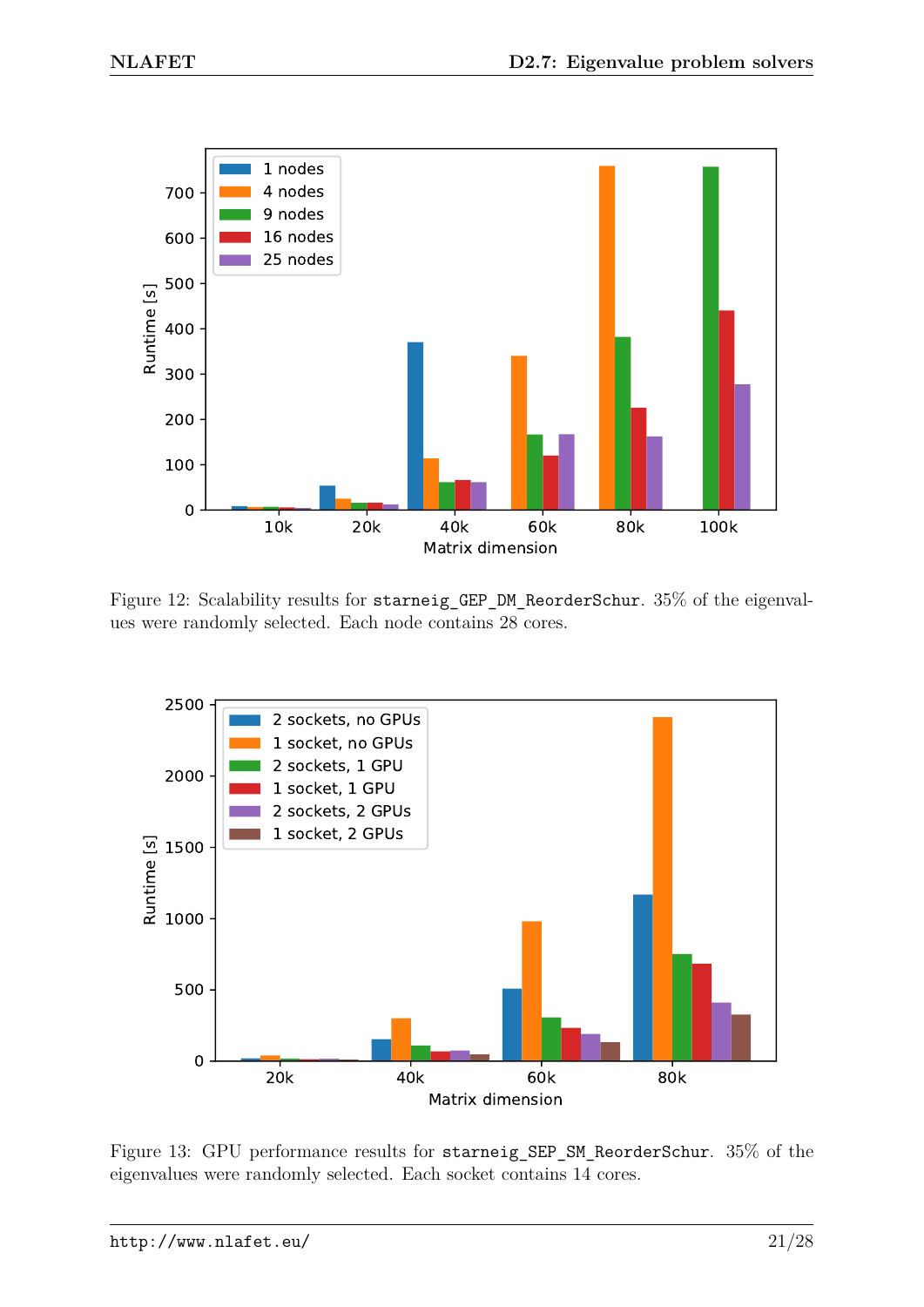Figure 12: Scalability results for `starneig_GEP_DM_ReorderSchur`. 35% of the eigenvalues were randomly selected. Each node contains 28 cores.

Figure 13: GPU performance results for `starneig_SEP_SM_ReorderSchur`. 35% of the eigenvalues were randomly selected. Each socket contains 14 cores.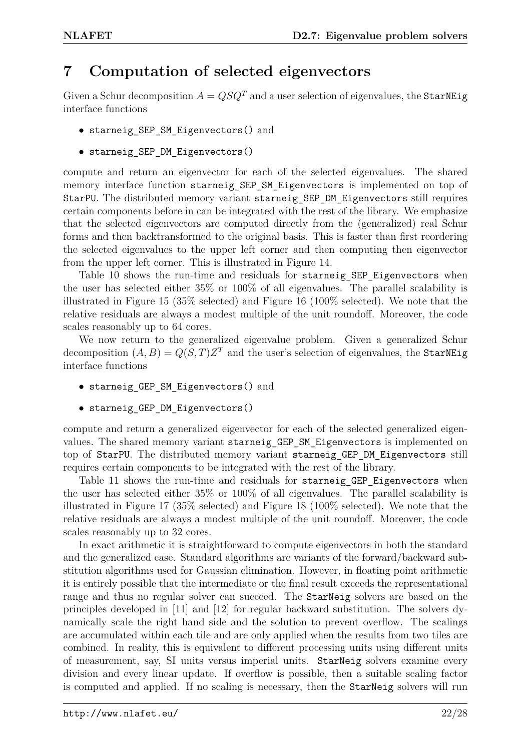# 7 Computation of selected eigenvectors

Given a Schur decomposition $A = QSQ^T$ and a user selection of eigenvalues, the `StarNEig` interface functions

- `starneig_SEP_SM_Eigenvectors()` and
- `starneig_SEP_DM_Eigenvectors()`

compute and return an eigenvector for each of the selected eigenvalues. The shared memory interface function `starneig_SEP_SM_Eigenvectors` is implemented on top of `StarPU`. The distributed memory variant `starneig_SEP_DM_Eigenvectors` still requires certain components before in can be integrated with the rest of the library. We emphasize that the selected eigenvectors are computed directly from the (generalized) real Schur forms and then backtransformed to the original basis. This is faster than first reordering the selected eigenvalues to the upper left corner and then computing then eigenvector from the upper left corner. This is illustrated in Figure 14.

Table 10 shows the run-time and residuals for `starneig_SEP_Eigenvectors` when the user has selected either 35% or 100% of all eigenvalues. The parallel scalability is illustrated in Figure 15 (35% selected) and Figure 16 (100% selected). We note that the relative residuals are always a modest multiple of the unit roundoff. Moreover, the code scales reasonably up to 64 cores.

We now return to the generalized eigenvalue problem. Given a generalized Schur decomposition $(A, B) = Q(S, T)Z^T$ and the user's selection of eigenvalues, the `StarNEig` interface functions

- `starneig_GEP_SM_Eigenvectors()` and
- `starneig_GEP_DM_Eigenvectors()`

compute and return a generalized eigenvector for each of the selected generalized eigenvalues. The shared memory variant `starneig_GEP_SM_Eigenvectors` is implemented on top of `StarPU`. The distributed memory variant `starneig_GEP_DM_Eigenvectors` still requires certain components to be integrated with the rest of the library.

Table 11 shows the run-time and residuals for `starneig_GEP_Eigenvectors` when the user has selected either 35% or 100% of all eigenvalues. The parallel scalability is illustrated in Figure 17 (35% selected) and Figure 18 (100% selected). We note that the relative residuals are always a modest multiple of the unit roundoff. Moreover, the code scales reasonably up to 32 cores.

In exact arithmetic it is straightforward to compute eigenvectors in both the standard and the generalized case. Standard algorithms are variants of the forward/backward substitution algorithms used for Gaussian elimination. However, in floating point arithmetic it is entirely possible that the intermediate or the final result exceeds the representational range and thus no regular solver can succeed. The `StarNeig` solvers are based on the principles developed in [11] and [12] for regular backward substitution. The solvers dynamically scale the right hand side and the solution to prevent overflow. The scalings are accumulated within each tile and are only applied when the results from two tiles are combined. In reality, this is equivalent to different processing units using different units of measurement, say, SI units versus imperial units. `StarNeig` solvers examine every division and every linear update. If overflow is possible, then a suitable scaling factor is computed and applied. If no scaling is necessary, then the `StarNeig` solvers will run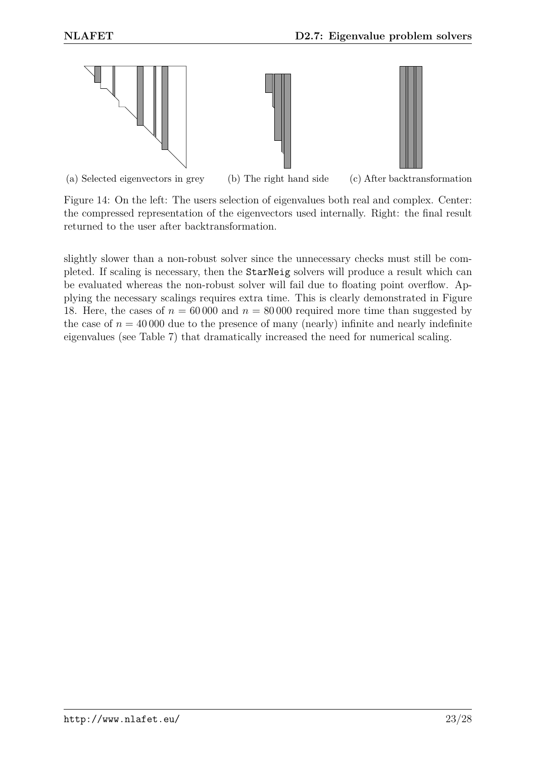(a) Selected eigenvectors in grey (b) The right hand side (c) After backtransformation

Figure 14: On the left: The users selection of eigenvalues both real and complex. Center: the compressed representation of the eigenvectors used internally. Right: the final result returned to the user after backtransformation.

slightly slower than a non-robust solver since the unnecessary checks must still be completed. If scaling is necessary, then the `StarNeig` solvers will produce a result which can be evaluated whereas the non-robust solver will fail due to floating point overflow. Applying the necessary scalings requires extra time. This is clearly demonstrated in Figure 18. Here, the cases of $n = 60\,000$ and $n = 80\,000$ required more time than suggested by the case of $n = 40\,000$ due to the presence of many (nearly) infinite and nearly indefinite eigenvalues (see Table 7) that dramatically increased the need for numerical scaling.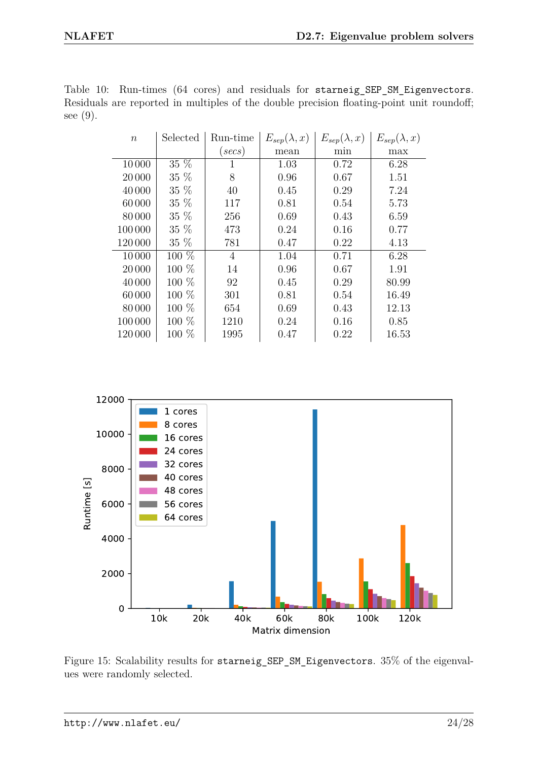Table 10: Run-times (64 cores) and residuals for `starneig_SEP_SM_Eigenvectors`. Residuals are reported in multiples of the double precision floating-point unit roundoff; see (9).

| $n$ | Selected | Run-time $(secs)$ | $E_{sep}(\lambda, x)$ mean | $E_{sep}(\lambda, x)$ min | $E_{sep}(\lambda, x)$ max |
|---|---|---|---|---|---|
| 10 000 | 35 % | 1 | 1.03 | 0.72 | 6.28 |
| 20 000 | 35 % | 8 | 0.96 | 0.67 | 1.51 |
| 40 000 | 35 % | 40 | 0.45 | 0.29 | 7.24 |
| 60 000 | 35 % | 117 | 0.81 | 0.54 | 5.73 |
| 80 000 | 35 % | 256 | 0.69 | 0.43 | 6.59 |
| 100 000 | 35 % | 473 | 0.24 | 0.16 | 0.77 |
| 120 000 | 35 % | 781 | 0.47 | 0.22 | 4.13 |
| 10 000 | 100 % | 4 | 1.04 | 0.71 | 6.28 |
| 20 000 | 100 % | 14 | 0.96 | 0.67 | 1.91 |
| 40 000 | 100 % | 92 | 0.45 | 0.29 | 80.99 |
| 60 000 | 100 % | 301 | 0.81 | 0.54 | 16.49 |
| 80 000 | 100 % | 654 | 0.69 | 0.43 | 12.13 |
| 100 000 | 100 % | 1210 | 0.24 | 0.16 | 0.85 |
| 120 000 | 100 % | 1995 | 0.47 | 0.22 | 16.53 |

Figure 15: Scalability results for `starneig_SEP_SM_Eigenvectors`. 35% of the eigenvalues were randomly selected.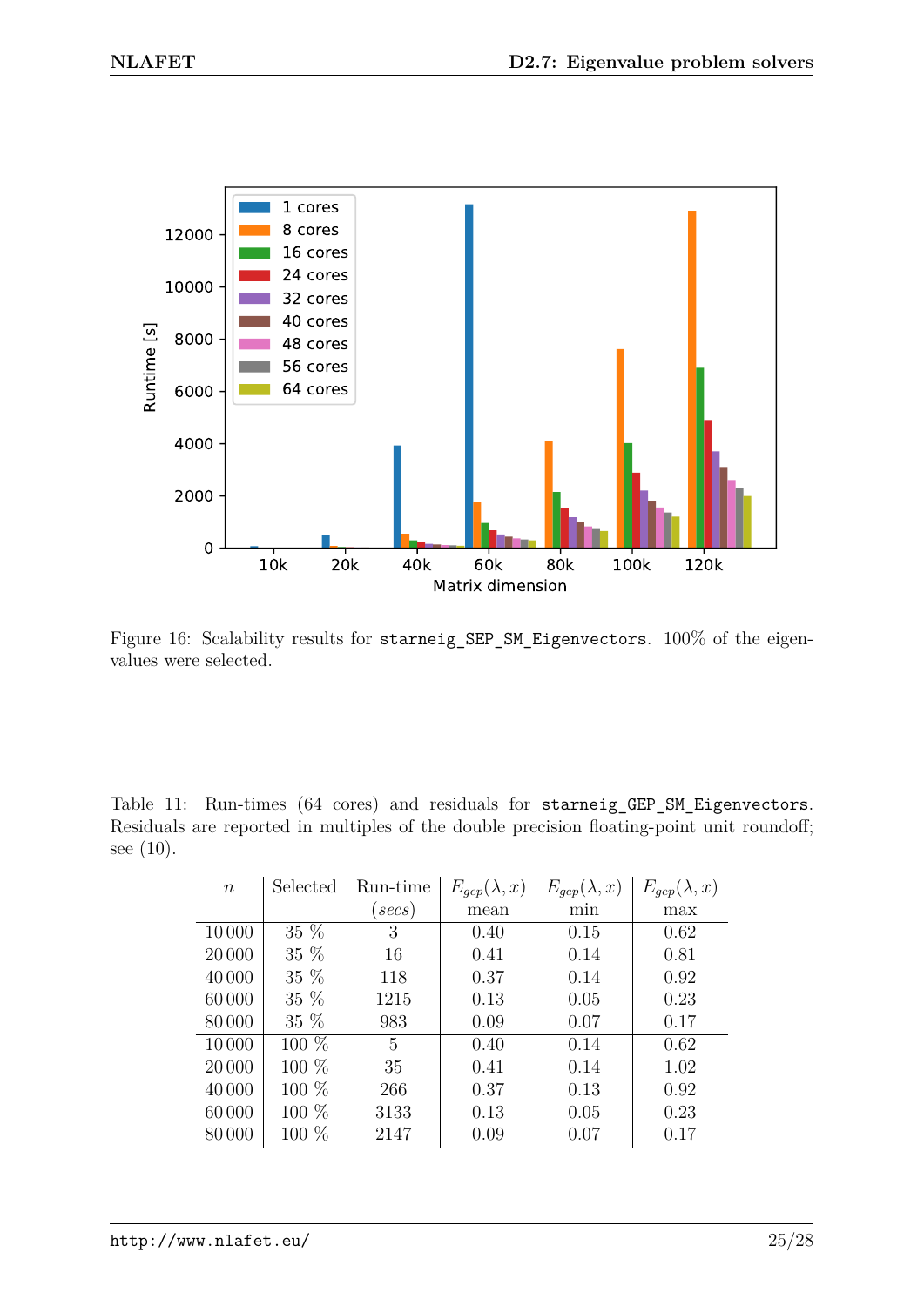Figure 16: Scalability results for `starneig_SEP_SM_Eigenvectors`. 100% of the eigenvalues were selected.

Table 11: Run-times (64 cores) and residuals for `starneig_GEP_SM_Eigenvectors`. Residuals are reported in multiples of the double precision floating-point unit roundoff; see (10).

| $n$ | Selected | Run-time ($secs$) | $E_{gep}(\lambda, x)$ mean | $E_{gep}(\lambda, x)$ min | $E_{gep}(\lambda, x)$ max |
|---|---|---|---|---|---|
| 10 000 | 35 % | 3 | 0.40 | 0.15 | 0.62 |
| 20 000 | 35 % | 16 | 0.41 | 0.14 | 0.81 |
| 40 000 | 35 % | 118 | 0.37 | 0.14 | 0.92 |
| 60 000 | 35 % | 1215 | 0.13 | 0.05 | 0.23 |
| 80 000 | 35 % | 983 | 0.09 | 0.07 | 0.17 |
| 10 000 | 100 % | 5 | 0.40 | 0.14 | 0.62 |
| 20 000 | 100 % | 35 | 0.41 | 0.14 | 1.02 |
| 40 000 | 100 % | 266 | 0.37 | 0.13 | 0.92 |
| 60 000 | 100 % | 3133 | 0.13 | 0.05 | 0.23 |
| 80 000 | 100 % | 2147 | 0.09 | 0.07 | 0.17 |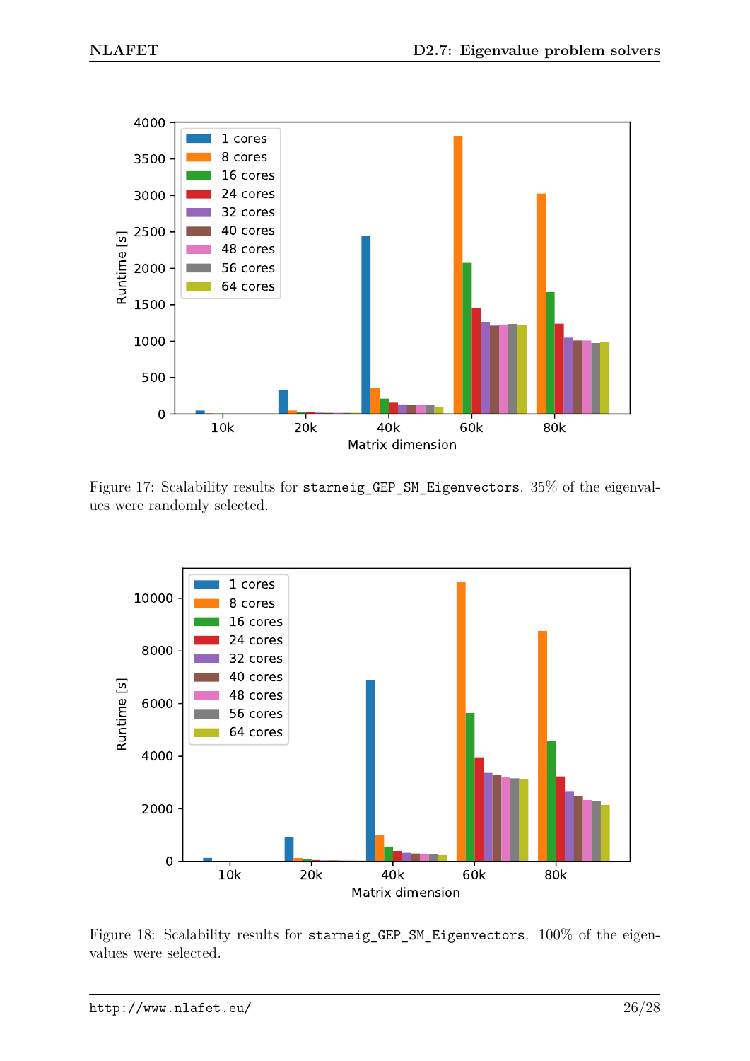Figure 17: Scalability results for `starneig_GEP_SM_Eigenvectors`. 35% of the eigenvalues were randomly selected.

Figure 18: Scalability results for `starneig_GEP_SM_Eigenvectors`. 100% of the eigenvalues were selected.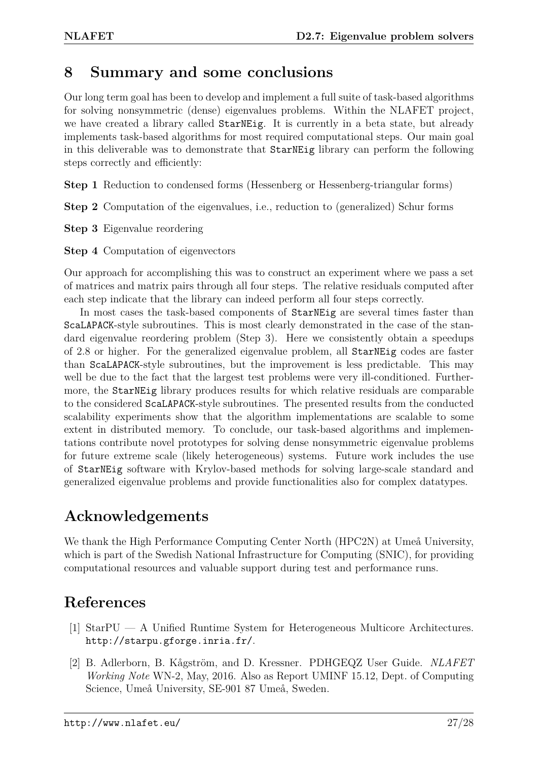## 8 Summary and some conclusions

Our long term goal has been to develop and implement a full suite of task-based algorithms for solving nonsymmetric (dense) eigenvalues problems. Within the NLAFET project, we have created a library called `StarNEig`. It is currently in a beta state, but already implements task-based algorithms for most required computational steps. Our main goal in this deliverable was to demonstrate that `StarNEig` library can perform the following steps correctly and efficiently:

**Step 1** Reduction to condensed forms (Hessenberg or Hessenberg-triangular forms)

**Step 2** Computation of the eigenvalues, i.e., reduction to (generalized) Schur forms

**Step 3** Eigenvalue reordering

**Step 4** Computation of eigenvectors

Our approach for accomplishing this was to construct an experiment where we pass a set of matrices and matrix pairs through all four steps. The relative residuals computed after each step indicate that the library can indeed perform all four steps correctly.

In most cases the task-based components of `StarNEig` are several times faster than `ScaLAPACK`-style subroutines. This is most clearly demonstrated in the case of the standard eigenvalue reordering problem (Step 3). Here we consistently obtain a speedups of 2.8 or higher. For the generalized eigenvalue problem, all `StarNEig` codes are faster than `ScaLAPACK`-style subroutines, but the improvement is less predictable. This may well be due to the fact that the largest test problems were very ill-conditioned. Furthermore, the `StarNEig` library produces results for which relative residuals are comparable to the considered `ScaLAPACK`-style subroutines. The presented results from the conducted scalability experiments show that the algorithm implementations are scalable to some extent in distributed memory. To conclude, our task-based algorithms and implementations contribute novel prototypes for solving dense nonsymmetric eigenvalue problems for future extreme scale (likely heterogeneous) systems. Future work includes the use of `StarNEig` software with Krylov-based methods for solving large-scale standard and generalized eigenvalue problems and provide functionalities also for complex datatypes.

## Acknowledgements

We thank the High Performance Computing Center North (HPC2N) at Umeå University, which is part of the Swedish National Infrastructure for Computing (SNIC), for providing computational resources and valuable support during test and performance runs.

## References

[1] StarPU — A Unified Runtime System for Heterogeneous Multicore Architectures. `http://starpu.gforge.inria.fr/`.

[2] B. Adlerborn, B. Kågström, and D. Kressner. PDHGEQZ User Guide. *NLAFET Working Note* WN-2, May, 2016. Also as Report UMINF 15.12, Dept. of Computing Science, Umeå University, SE-901 87 Umeå, Sweden.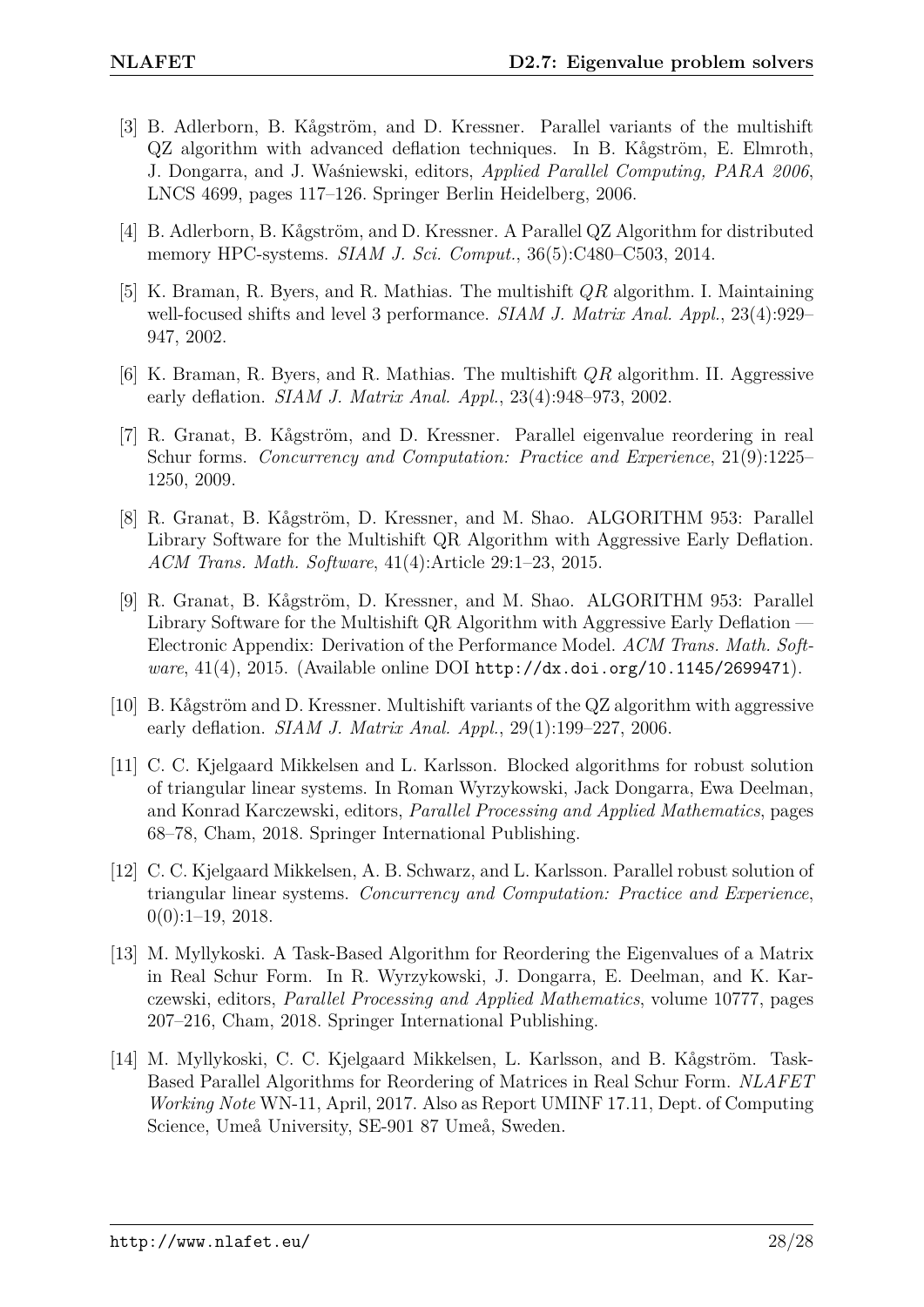[3] B. Adlerborn, B. Kågström, and D. Kressner. Parallel variants of the multishift QZ algorithm with advanced deflation techniques. In B. Kågström, E. Elmroth, J. Dongarra, and J. Waśniewski, editors, *Applied Parallel Computing, PARA 2006*, LNCS 4699, pages 117–126. Springer Berlin Heidelberg, 2006.

[4] B. Adlerborn, B. Kågström, and D. Kressner. A Parallel QZ Algorithm for distributed memory HPC-systems. *SIAM J. Sci. Comput.*, 36(5):C480–C503, 2014.

[5] K. Braman, R. Byers, and R. Mathias. The multishift $QR$ algorithm. I. Maintaining well-focused shifts and level 3 performance. *SIAM J. Matrix Anal. Appl.*, 23(4):929–947, 2002.

[6] K. Braman, R. Byers, and R. Mathias. The multishift $QR$ algorithm. II. Aggressive early deflation. *SIAM J. Matrix Anal. Appl.*, 23(4):948–973, 2002.

[7] R. Granat, B. Kågström, and D. Kressner. Parallel eigenvalue reordering in real Schur forms. *Concurrency and Computation: Practice and Experience*, 21(9):1225–1250, 2009.

[8] R. Granat, B. Kågström, D. Kressner, and M. Shao. ALGORITHM 953: Parallel Library Software for the Multishift QR Algorithm with Aggressive Early Deflation. *ACM Trans. Math. Software*, 41(4):Article 29:1–23, 2015.

[9] R. Granat, B. Kågström, D. Kressner, and M. Shao. ALGORITHM 953: Parallel Library Software for the Multishift QR Algorithm with Aggressive Early Deflation — Electronic Appendix: Derivation of the Performance Model. *ACM Trans. Math. Software*, 41(4), 2015. (Available online DOI `http://dx.doi.org/10.1145/2699471`).

[10] B. Kågström and D. Kressner. Multishift variants of the QZ algorithm with aggressive early deflation. *SIAM J. Matrix Anal. Appl.*, 29(1):199–227, 2006.

[11] C. C. Kjelgaard Mikkelsen and L. Karlsson. Blocked algorithms for robust solution of triangular linear systems. In Roman Wyrzykowski, Jack Dongarra, Ewa Deelman, and Konrad Karczewski, editors, *Parallel Processing and Applied Mathematics*, pages 68–78, Cham, 2018. Springer International Publishing.

[12] C. C. Kjelgaard Mikkelsen, A. B. Schwarz, and L. Karlsson. Parallel robust solution of triangular linear systems. *Concurrency and Computation: Practice and Experience*, 0(0):1–19, 2018.

[13] M. Myllykoski. A Task-Based Algorithm for Reordering the Eigenvalues of a Matrix in Real Schur Form. In R. Wyrzykowski, J. Dongarra, E. Deelman, and K. Karczewski, editors, *Parallel Processing and Applied Mathematics*, volume 10777, pages 207–216, Cham, 2018. Springer International Publishing.

[14] M. Myllykoski, C. C. Kjelgaard Mikkelsen, L. Karlsson, and B. Kågström. Task-Based Parallel Algorithms for Reordering of Matrices in Real Schur Form. *NLAFET Working Note* WN-11, April, 2017. Also as Report UMINF 17.11, Dept. of Computing Science, Umeå University, SE-901 87 Umeå, Sweden.